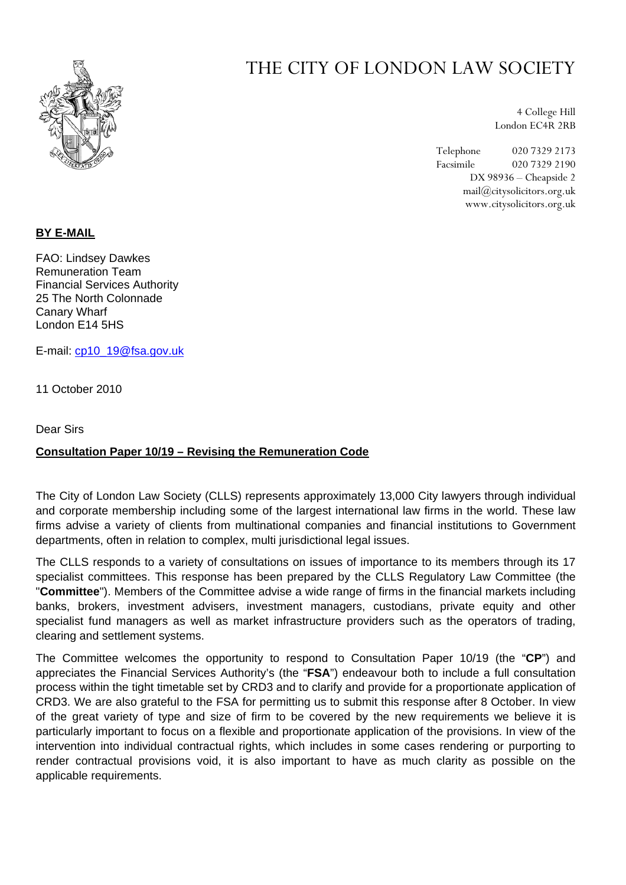# THE CITY OF LONDON LAW SOCIETY

4 College Hill
London EC4R 2RB

Telephone 020 7329 2173
Facsimile 020 7329 2190
DX 98936 – Cheapside 2
mail@citysolicitors.org.uk
www.citysolicitors.org.uk

**BY E-MAIL**

FAO: Lindsey Dawkes
Remuneration Team
Financial Services Authority
25 The North Colonnade
Canary Wharf
London E14 5HS

E-mail: cp10_19@fsa.gov.uk

11 October 2010

Dear Sirs

**Consultation Paper 10/19 – Revising the Remuneration Code**

The City of London Law Society (CLLS) represents approximately 13,000 City lawyers through individual and corporate membership including some of the largest international law firms in the world. These law firms advise a variety of clients from multinational companies and financial institutions to Government departments, often in relation to complex, multi jurisdictional legal issues.

The CLLS responds to a variety of consultations on issues of importance to its members through its 17 specialist committees. This response has been prepared by the CLLS Regulatory Law Committee (the "**Committee**"). Members of the Committee advise a wide range of firms in the financial markets including banks, brokers, investment advisers, investment managers, custodians, private equity and other specialist fund managers as well as market infrastructure providers such as the operators of trading, clearing and settlement systems.

The Committee welcomes the opportunity to respond to Consultation Paper 10/19 (the "**CP**") and appreciates the Financial Services Authority's (the "**FSA**") endeavour both to include a full consultation process within the tight timetable set by CRD3 and to clarify and provide for a proportionate application of CRD3. We are also grateful to the FSA for permitting us to submit this response after 8 October. In view of the great variety of type and size of firm to be covered by the new requirements we believe it is particularly important to focus on a flexible and proportionate application of the provisions. In view of the intervention into individual contractual rights, which includes in some cases rendering or purporting to render contractual provisions void, it is also important to have as much clarity as possible on the applicable requirements.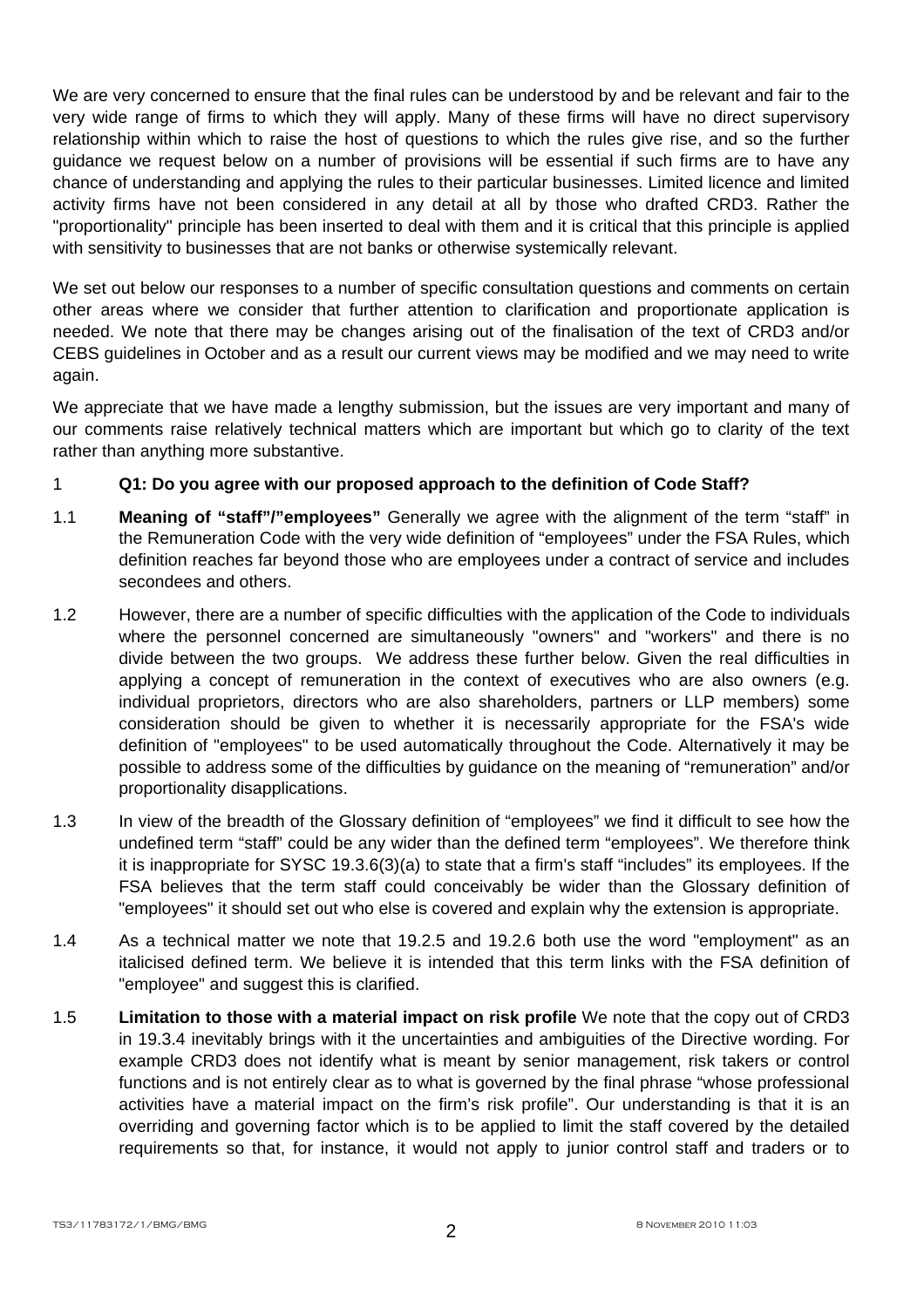We are very concerned to ensure that the final rules can be understood by and be relevant and fair to the very wide range of firms to which they will apply. Many of these firms will have no direct supervisory relationship within which to raise the host of questions to which the rules give rise, and so the further guidance we request below on a number of provisions will be essential if such firms are to have any chance of understanding and applying the rules to their particular businesses. Limited licence and limited activity firms have not been considered in any detail at all by those who drafted CRD3. Rather the "proportionality" principle has been inserted to deal with them and it is critical that this principle is applied with sensitivity to businesses that are not banks or otherwise systemically relevant.

We set out below our responses to a number of specific consultation questions and comments on certain other areas where we consider that further attention to clarification and proportionate application is needed. We note that there may be changes arising out of the finalisation of the text of CRD3 and/or CEBS guidelines in October and as a result our current views may be modified and we may need to write again.

We appreciate that we have made a lengthy submission, but the issues are very important and many of our comments raise relatively technical matters which are important but which go to clarity of the text rather than anything more substantive.

1 **Q1: Do you agree with our proposed approach to the definition of Code Staff?**

1.1 **Meaning of "staff"/"employees"** Generally we agree with the alignment of the term "staff" in the Remuneration Code with the very wide definition of "employees" under the FSA Rules, which definition reaches far beyond those who are employees under a contract of service and includes secondees and others.

1.2 However, there are a number of specific difficulties with the application of the Code to individuals where the personnel concerned are simultaneously "owners" and "workers" and there is no divide between the two groups. We address these further below. Given the real difficulties in applying a concept of remuneration in the context of executives who are also owners (e.g. individual proprietors, directors who are also shareholders, partners or LLP members) some consideration should be given to whether it is necessarily appropriate for the FSA's wide definition of "employees" to be used automatically throughout the Code. Alternatively it may be possible to address some of the difficulties by guidance on the meaning of "remuneration" and/or proportionality disapplications.

1.3 In view of the breadth of the Glossary definition of "employees" we find it difficult to see how the undefined term "staff" could be any wider than the defined term "employees". We therefore think it is inappropriate for SYSC 19.3.6(3)(a) to state that a firm's staff "includes" its employees. If the FSA believes that the term staff could conceivably be wider than the Glossary definition of "employees" it should set out who else is covered and explain why the extension is appropriate.

1.4 As a technical matter we note that 19.2.5 and 19.2.6 both use the word "employment" as an italicised defined term. We believe it is intended that this term links with the FSA definition of "employee" and suggest this is clarified.

1.5 **Limitation to those with a material impact on risk profile** We note that the copy out of CRD3 in 19.3.4 inevitably brings with it the uncertainties and ambiguities of the Directive wording. For example CRD3 does not identify what is meant by senior management, risk takers or control functions and is not entirely clear as to what is governed by the final phrase "whose professional activities have a material impact on the firm's risk profile". Our understanding is that it is an overriding and governing factor which is to be applied to limit the staff covered by the detailed requirements so that, for instance, it would not apply to junior control staff and traders or to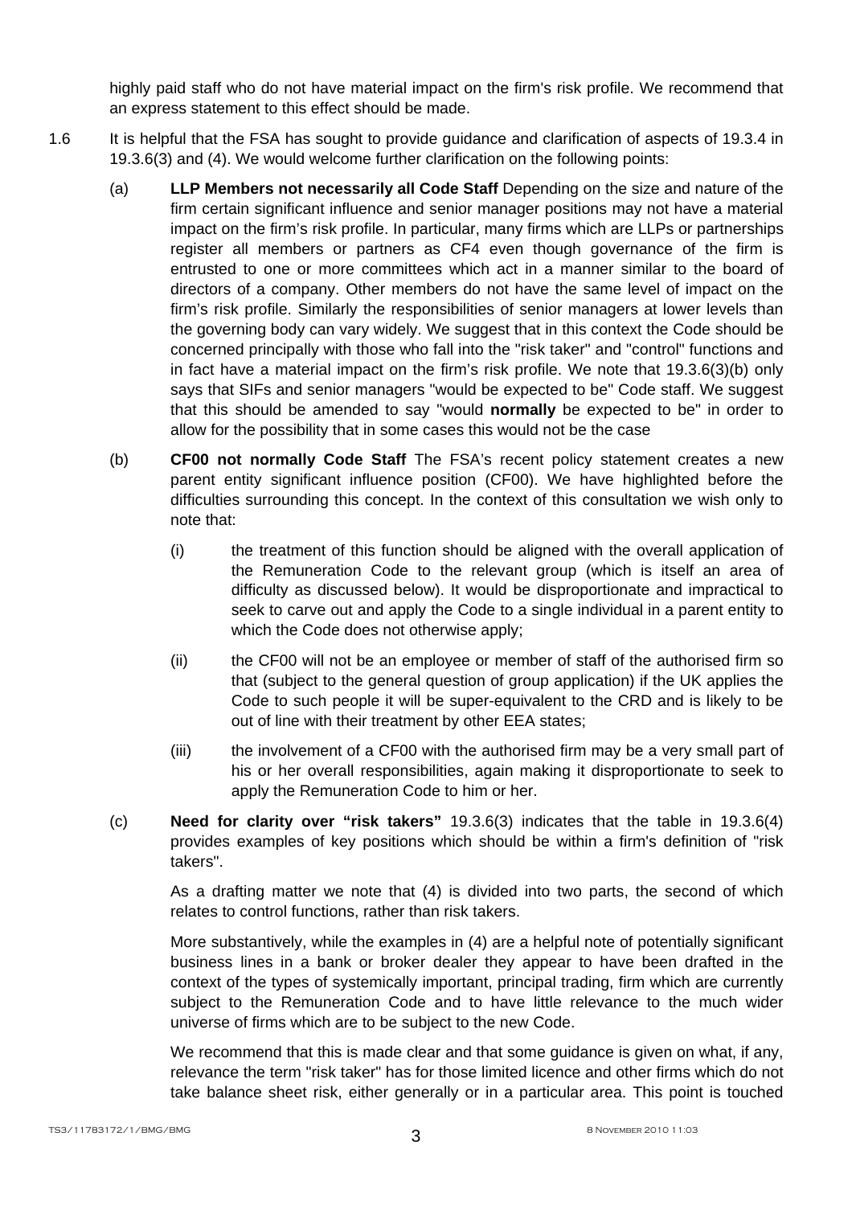highly paid staff who do not have material impact on the firm's risk profile. We recommend that an express statement to this effect should be made.

1.6 It is helpful that the FSA has sought to provide guidance and clarification of aspects of 19.3.4 in 19.3.6(3) and (4). We would welcome further clarification on the following points:

(a) **LLP Members not necessarily all Code Staff** Depending on the size and nature of the firm certain significant influence and senior manager positions may not have a material impact on the firm's risk profile. In particular, many firms which are LLPs or partnerships register all members or partners as CF4 even though governance of the firm is entrusted to one or more committees which act in a manner similar to the board of directors of a company. Other members do not have the same level of impact on the firm's risk profile. Similarly the responsibilities of senior managers at lower levels than the governing body can vary widely. We suggest that in this context the Code should be concerned principally with those who fall into the "risk taker" and "control" functions and in fact have a material impact on the firm's risk profile. We note that 19.3.6(3)(b) only says that SIFs and senior managers "would be expected to be" Code staff. We suggest that this should be amended to say "would **normally** be expected to be" in order to allow for the possibility that in some cases this would not be the case

(b) **CF00 not normally Code Staff** The FSA's recent policy statement creates a new parent entity significant influence position (CF00). We have highlighted before the difficulties surrounding this concept. In the context of this consultation we wish only to note that:

(i) the treatment of this function should be aligned with the overall application of the Remuneration Code to the relevant group (which is itself an area of difficulty as discussed below). It would be disproportionate and impractical to seek to carve out and apply the Code to a single individual in a parent entity to which the Code does not otherwise apply;

(ii) the CF00 will not be an employee or member of staff of the authorised firm so that (subject to the general question of group application) if the UK applies the Code to such people it will be super-equivalent to the CRD and is likely to be out of line with their treatment by other EEA states;

(iii) the involvement of a CF00 with the authorised firm may be a very small part of his or her overall responsibilities, again making it disproportionate to seek to apply the Remuneration Code to him or her.

(c) **Need for clarity over "risk takers"** 19.3.6(3) indicates that the table in 19.3.6(4) provides examples of key positions which should be within a firm's definition of "risk takers".

As a drafting matter we note that (4) is divided into two parts, the second of which relates to control functions, rather than risk takers.

More substantively, while the examples in (4) are a helpful note of potentially significant business lines in a bank or broker dealer they appear to have been drafted in the context of the types of systemically important, principal trading, firm which are currently subject to the Remuneration Code and to have little relevance to the much wider universe of firms which are to be subject to the new Code.

We recommend that this is made clear and that some guidance is given on what, if any, relevance the term "risk taker" has for those limited licence and other firms which do not take balance sheet risk, either generally or in a particular area. This point is touched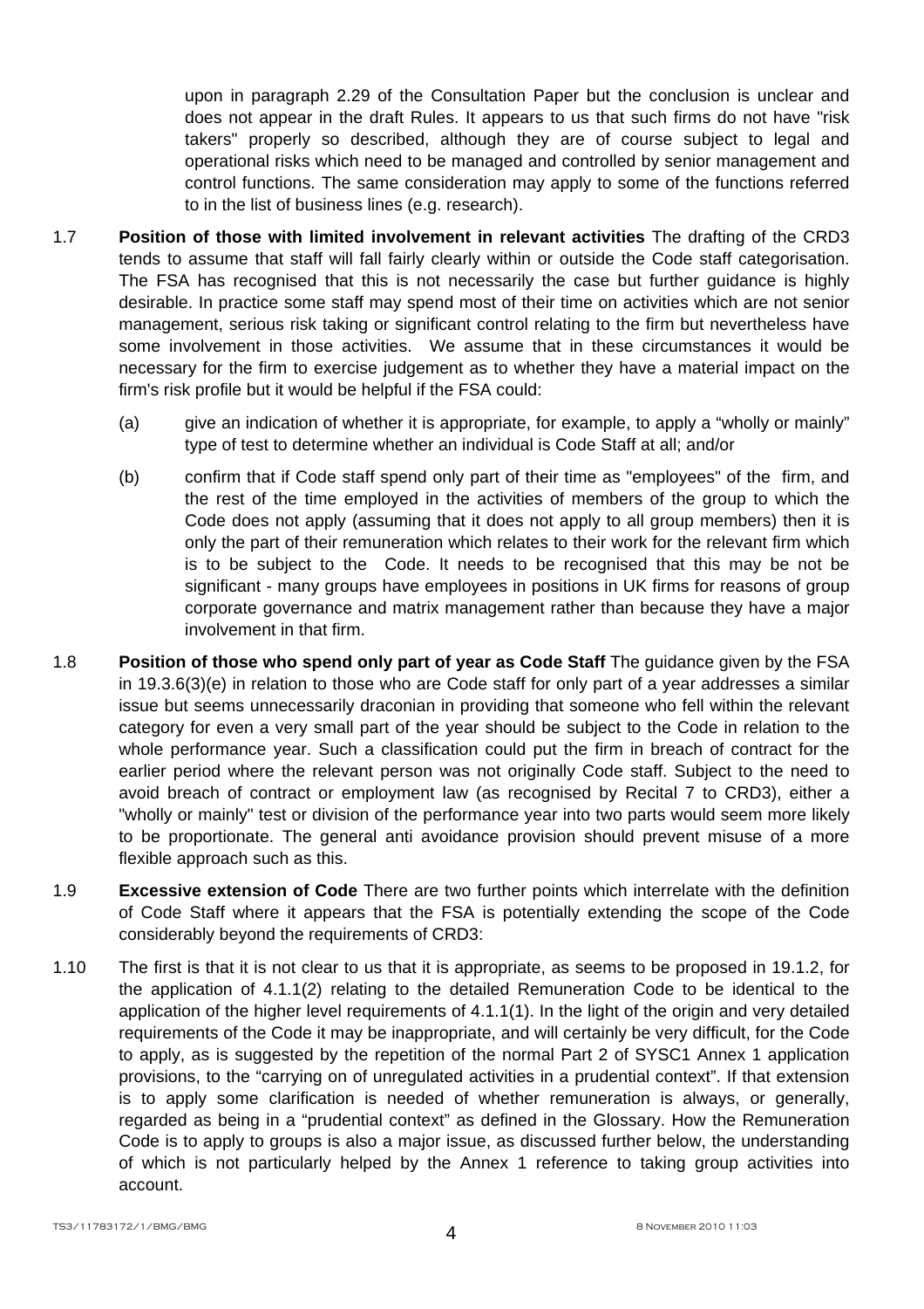upon in paragraph 2.29 of the Consultation Paper but the conclusion is unclear and does not appear in the draft Rules. It appears to us that such firms do not have "risk takers" properly so described, although they are of course subject to legal and operational risks which need to be managed and controlled by senior management and control functions. The same consideration may apply to some of the functions referred to in the list of business lines (e.g. research).

1.7 **Position of those with limited involvement in relevant activities** The drafting of the CRD3 tends to assume that staff will fall fairly clearly within or outside the Code staff categorisation. The FSA has recognised that this is not necessarily the case but further guidance is highly desirable. In practice some staff may spend most of their time on activities which are not senior management, serious risk taking or significant control relating to the firm but nevertheless have some involvement in those activities. We assume that in these circumstances it would be necessary for the firm to exercise judgement as to whether they have a material impact on the firm's risk profile but it would be helpful if the FSA could:

(a) give an indication of whether it is appropriate, for example, to apply a "wholly or mainly" type of test to determine whether an individual is Code Staff at all; and/or

(b) confirm that if Code staff spend only part of their time as "employees" of the firm, and the rest of the time employed in the activities of members of the group to which the Code does not apply (assuming that it does not apply to all group members) then it is only the part of their remuneration which relates to their work for the relevant firm which is to be subject to the Code. It needs to be recognised that this may be not be significant - many groups have employees in positions in UK firms for reasons of group corporate governance and matrix management rather than because they have a major involvement in that firm.

1.8 **Position of those who spend only part of year as Code Staff** The guidance given by the FSA in 19.3.6(3)(e) in relation to those who are Code staff for only part of a year addresses a similar issue but seems unnecessarily draconian in providing that someone who fell within the relevant category for even a very small part of the year should be subject to the Code in relation to the whole performance year. Such a classification could put the firm in breach of contract for the earlier period where the relevant person was not originally Code staff. Subject to the need to avoid breach of contract or employment law (as recognised by Recital 7 to CRD3), either a "wholly or mainly" test or division of the performance year into two parts would seem more likely to be proportionate. The general anti avoidance provision should prevent misuse of a more flexible approach such as this.

1.9 **Excessive extension of Code** There are two further points which interrelate with the definition of Code Staff where it appears that the FSA is potentially extending the scope of the Code considerably beyond the requirements of CRD3:

1.10 The first is that it is not clear to us that it is appropriate, as seems to be proposed in 19.1.2, for the application of 4.1.1(2) relating to the detailed Remuneration Code to be identical to the application of the higher level requirements of 4.1.1(1). In the light of the origin and very detailed requirements of the Code it may be inappropriate, and will certainly be very difficult, for the Code to apply, as is suggested by the repetition of the normal Part 2 of SYSC1 Annex 1 application provisions, to the "carrying on of unregulated activities in a prudential context". If that extension is to apply some clarification is needed of whether remuneration is always, or generally, regarded as being in a "prudential context" as defined in the Glossary. How the Remuneration Code is to apply to groups is also a major issue, as discussed further below, the understanding of which is not particularly helped by the Annex 1 reference to taking group activities into account.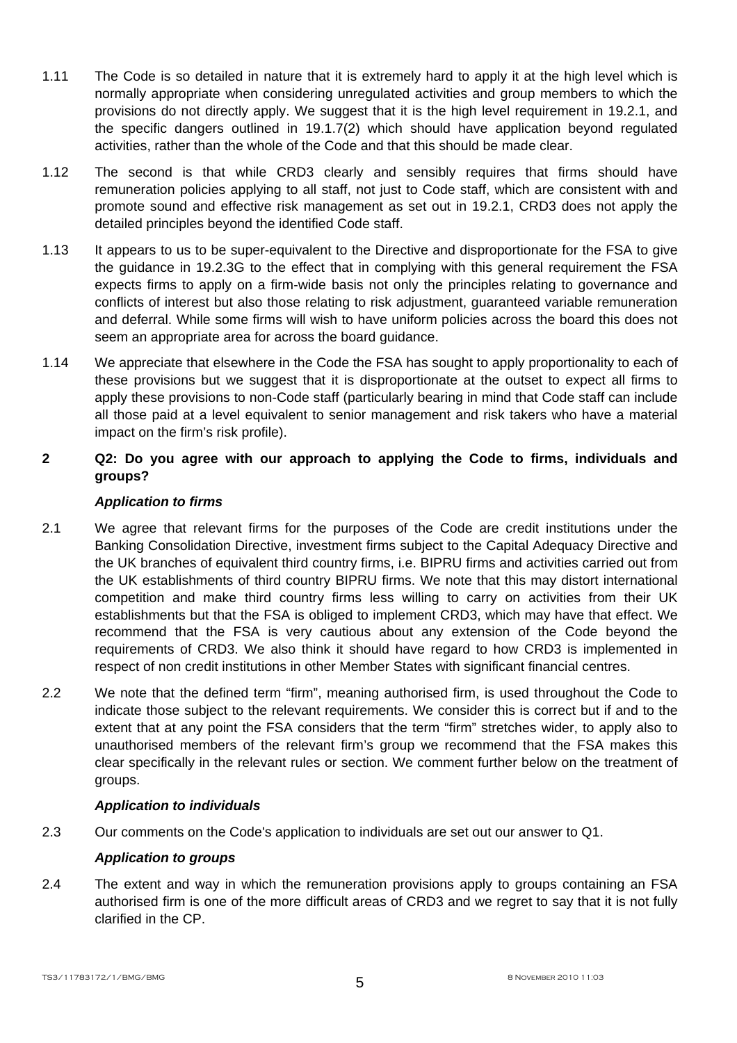1.11 The Code is so detailed in nature that it is extremely hard to apply it at the high level which is normally appropriate when considering unregulated activities and group members to which the provisions do not directly apply. We suggest that it is the high level requirement in 19.2.1, and the specific dangers outlined in 19.1.7(2) which should have application beyond regulated activities, rather than the whole of the Code and that this should be made clear.

1.12 The second is that while CRD3 clearly and sensibly requires that firms should have remuneration policies applying to all staff, not just to Code staff, which are consistent with and promote sound and effective risk management as set out in 19.2.1, CRD3 does not apply the detailed principles beyond the identified Code staff.

1.13 It appears to us to be super-equivalent to the Directive and disproportionate for the FSA to give the guidance in 19.2.3G to the effect that in complying with this general requirement the FSA expects firms to apply on a firm-wide basis not only the principles relating to governance and conflicts of interest but also those relating to risk adjustment, guaranteed variable remuneration and deferral. While some firms will wish to have uniform policies across the board this does not seem an appropriate area for across the board guidance.

1.14 We appreciate that elsewhere in the Code the FSA has sought to apply proportionality to each of these provisions but we suggest that it is disproportionate at the outset to expect all firms to apply these provisions to non-Code staff (particularly bearing in mind that Code staff can include all those paid at a level equivalent to senior management and risk takers who have a material impact on the firm's risk profile).

## 2 Q2: Do you agree with our approach to applying the Code to firms, individuals and groups?

***Application to firms***

2.1 We agree that relevant firms for the purposes of the Code are credit institutions under the Banking Consolidation Directive, investment firms subject to the Capital Adequacy Directive and the UK branches of equivalent third country firms, i.e. BIPRU firms and activities carried out from the UK establishments of third country BIPRU firms. We note that this may distort international competition and make third country firms less willing to carry on activities from their UK establishments but that the FSA is obliged to implement CRD3, which may have that effect. We recommend that the FSA is very cautious about any extension of the Code beyond the requirements of CRD3. We also think it should have regard to how CRD3 is implemented in respect of non credit institutions in other Member States with significant financial centres.

2.2 We note that the defined term "firm", meaning authorised firm, is used throughout the Code to indicate those subject to the relevant requirements. We consider this is correct but if and to the extent that at any point the FSA considers that the term "firm" stretches wider, to apply also to unauthorised members of the relevant firm's group we recommend that the FSA makes this clear specifically in the relevant rules or section. We comment further below on the treatment of groups.

***Application to individuals***

2.3 Our comments on the Code's application to individuals are set out our answer to Q1.

***Application to groups***

2.4 The extent and way in which the remuneration provisions apply to groups containing an FSA authorised firm is one of the more difficult areas of CRD3 and we regret to say that it is not fully clarified in the CP.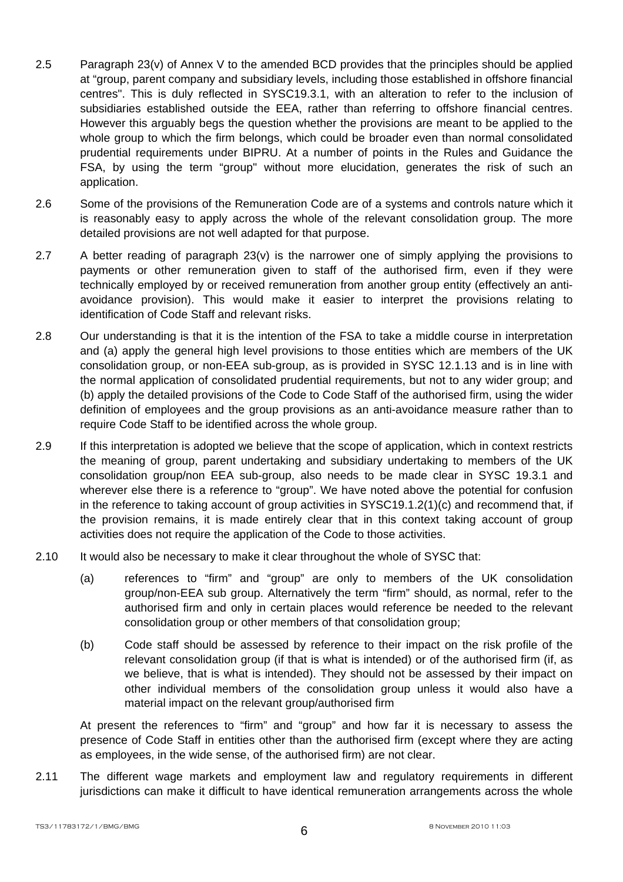2.5 Paragraph 23(v) of Annex V to the amended BCD provides that the principles should be applied at "group, parent company and subsidiary levels, including those established in offshore financial centres". This is duly reflected in SYSC19.3.1, with an alteration to refer to the inclusion of subsidiaries established outside the EEA, rather than referring to offshore financial centres. However this arguably begs the question whether the provisions are meant to be applied to the whole group to which the firm belongs, which could be broader even than normal consolidated prudential requirements under BIPRU. At a number of points in the Rules and Guidance the FSA, by using the term "group" without more elucidation, generates the risk of such an application.

2.6 Some of the provisions of the Remuneration Code are of a systems and controls nature which it is reasonably easy to apply across the whole of the relevant consolidation group. The more detailed provisions are not well adapted for that purpose.

2.7 A better reading of paragraph 23(v) is the narrower one of simply applying the provisions to payments or other remuneration given to staff of the authorised firm, even if they were technically employed by or received remuneration from another group entity (effectively an anti-avoidance provision). This would make it easier to interpret the provisions relating to identification of Code Staff and relevant risks.

2.8 Our understanding is that it is the intention of the FSA to take a middle course in interpretation and (a) apply the general high level provisions to those entities which are members of the UK consolidation group, or non-EEA sub-group, as is provided in SYSC 12.1.13 and is in line with the normal application of consolidated prudential requirements, but not to any wider group; and (b) apply the detailed provisions of the Code to Code Staff of the authorised firm, using the wider definition of employees and the group provisions as an anti-avoidance measure rather than to require Code Staff to be identified across the whole group.

2.9 If this interpretation is adopted we believe that the scope of application, which in context restricts the meaning of group, parent undertaking and subsidiary undertaking to members of the UK consolidation group/non EEA sub-group, also needs to be made clear in SYSC 19.3.1 and wherever else there is a reference to "group". We have noted above the potential for confusion in the reference to taking account of group activities in SYSC19.1.2(1)(c) and recommend that, if the provision remains, it is made entirely clear that in this context taking account of group activities does not require the application of the Code to those activities.

2.10 It would also be necessary to make it clear throughout the whole of SYSC that:

(a) references to "firm" and "group" are only to members of the UK consolidation group/non-EEA sub group. Alternatively the term "firm" should, as normal, refer to the authorised firm and only in certain places would reference be needed to the relevant consolidation group or other members of that consolidation group;

(b) Code staff should be assessed by reference to their impact on the risk profile of the relevant consolidation group (if that is what is intended) or of the authorised firm (if, as we believe, that is what is intended). They should not be assessed by their impact on other individual members of the consolidation group unless it would also have a material impact on the relevant group/authorised firm

At present the references to "firm" and "group" and how far it is necessary to assess the presence of Code Staff in entities other than the authorised firm (except where they are acting as employees, in the wide sense, of the authorised firm) are not clear.

2.11 The different wage markets and employment law and regulatory requirements in different jurisdictions can make it difficult to have identical remuneration arrangements across the whole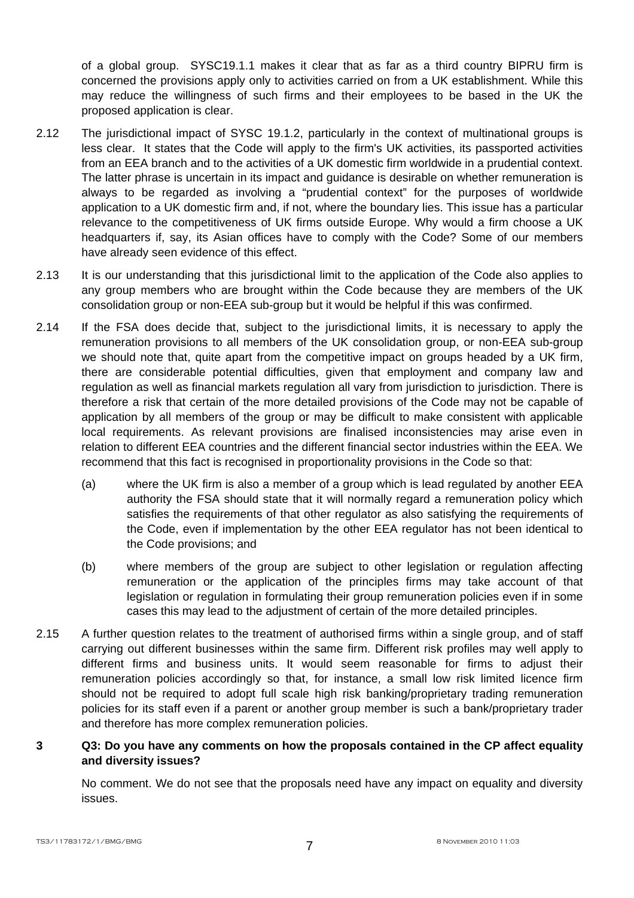of a global group. SYSC19.1.1 makes it clear that as far as a third country BIPRU firm is concerned the provisions apply only to activities carried on from a UK establishment. While this may reduce the willingness of such firms and their employees to be based in the UK the proposed application is clear.

2.12 The jurisdictional impact of SYSC 19.1.2, particularly in the context of multinational groups is less clear. It states that the Code will apply to the firm's UK activities, its passported activities from an EEA branch and to the activities of a UK domestic firm worldwide in a prudential context. The latter phrase is uncertain in its impact and guidance is desirable on whether remuneration is always to be regarded as involving a "prudential context" for the purposes of worldwide application to a UK domestic firm and, if not, where the boundary lies. This issue has a particular relevance to the competitiveness of UK firms outside Europe. Why would a firm choose a UK headquarters if, say, its Asian offices have to comply with the Code? Some of our members have already seen evidence of this effect.

2.13 It is our understanding that this jurisdictional limit to the application of the Code also applies to any group members who are brought within the Code because they are members of the UK consolidation group or non-EEA sub-group but it would be helpful if this was confirmed.

2.14 If the FSA does decide that, subject to the jurisdictional limits, it is necessary to apply the remuneration provisions to all members of the UK consolidation group, or non-EEA sub-group we should note that, quite apart from the competitive impact on groups headed by a UK firm, there are considerable potential difficulties, given that employment and company law and regulation as well as financial markets regulation all vary from jurisdiction to jurisdiction. There is therefore a risk that certain of the more detailed provisions of the Code may not be capable of application by all members of the group or may be difficult to make consistent with applicable local requirements. As relevant provisions are finalised inconsistencies may arise even in relation to different EEA countries and the different financial sector industries within the EEA. We recommend that this fact is recognised in proportionality provisions in the Code so that:

(a) where the UK firm is also a member of a group which is lead regulated by another EEA authority the FSA should state that it will normally regard a remuneration policy which satisfies the requirements of that other regulator as also satisfying the requirements of the Code, even if implementation by the other EEA regulator has not been identical to the Code provisions; and

(b) where members of the group are subject to other legislation or regulation affecting remuneration or the application of the principles firms may take account of that legislation or regulation in formulating their group remuneration policies even if in some cases this may lead to the adjustment of certain of the more detailed principles.

2.15 A further question relates to the treatment of authorised firms within a single group, and of staff carrying out different businesses within the same firm. Different risk profiles may well apply to different firms and business units. It would seem reasonable for firms to adjust their remuneration policies accordingly so that, for instance, a small low risk limited licence firm should not be required to adopt full scale high risk banking/proprietary trading remuneration policies for its staff even if a parent or another group member is such a bank/proprietary trader and therefore has more complex remuneration policies.

## 3 Q3: Do you have any comments on how the proposals contained in the CP affect equality and diversity issues?

No comment. We do not see that the proposals need have any impact on equality and diversity issues.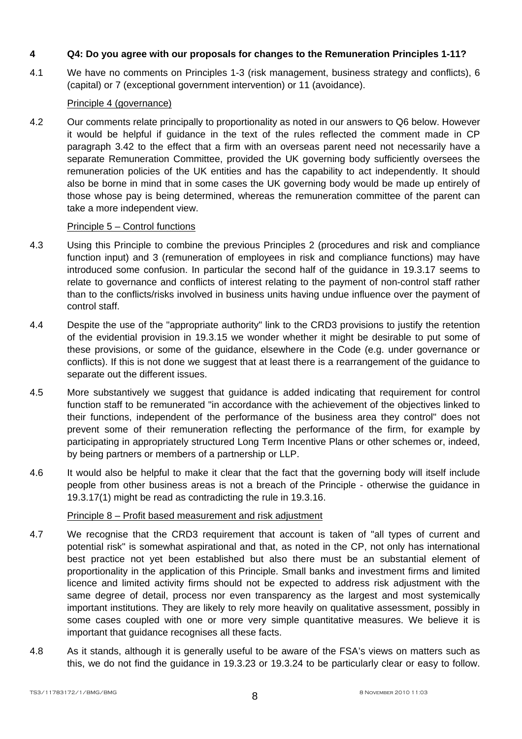## 4 Q4: Do you agree with our proposals for changes to the Remuneration Principles 1-11?

4.1 We have no comments on Principles 1-3 (risk management, business strategy and conflicts), 6 (capital) or 7 (exceptional government intervention) or 11 (avoidance).

Principle 4 (governance)

4.2 Our comments relate principally to proportionality as noted in our answers to Q6 below. However it would be helpful if guidance in the text of the rules reflected the comment made in CP paragraph 3.42 to the effect that a firm with an overseas parent need not necessarily have a separate Remuneration Committee, provided the UK governing body sufficiently oversees the remuneration policies of the UK entities and has the capability to act independently. It should also be borne in mind that in some cases the UK governing body would be made up entirely of those whose pay is being determined, whereas the remuneration committee of the parent can take a more independent view.

Principle 5 – Control functions

4.3 Using this Principle to combine the previous Principles 2 (procedures and risk and compliance function input) and 3 (remuneration of employees in risk and compliance functions) may have introduced some confusion. In particular the second half of the guidance in 19.3.17 seems to relate to governance and conflicts of interest relating to the payment of non-control staff rather than to the conflicts/risks involved in business units having undue influence over the payment of control staff.

4.4 Despite the use of the "appropriate authority" link to the CRD3 provisions to justify the retention of the evidential provision in 19.3.15 we wonder whether it might be desirable to put some of these provisions, or some of the guidance, elsewhere in the Code (e.g. under governance or conflicts). If this is not done we suggest that at least there is a rearrangement of the guidance to separate out the different issues.

4.5 More substantively we suggest that guidance is added indicating that requirement for control function staff to be remunerated "in accordance with the achievement of the objectives linked to their functions, independent of the performance of the business area they control" does not prevent some of their remuneration reflecting the performance of the firm, for example by participating in appropriately structured Long Term Incentive Plans or other schemes or, indeed, by being partners or members of a partnership or LLP.

4.6 It would also be helpful to make it clear that the fact that the governing body will itself include people from other business areas is not a breach of the Principle - otherwise the guidance in 19.3.17(1) might be read as contradicting the rule in 19.3.16.

Principle 8 – Profit based measurement and risk adjustment

4.7 We recognise that the CRD3 requirement that account is taken of "all types of current and potential risk" is somewhat aspirational and that, as noted in the CP, not only has international best practice not yet been established but also there must be an substantial element of proportionality in the application of this Principle. Small banks and investment firms and limited licence and limited activity firms should not be expected to address risk adjustment with the same degree of detail, process nor even transparency as the largest and most systemically important institutions. They are likely to rely more heavily on qualitative assessment, possibly in some cases coupled with one or more very simple quantitative measures. We believe it is important that guidance recognises all these facts.

4.8 As it stands, although it is generally useful to be aware of the FSA's views on matters such as this, we do not find the guidance in 19.3.23 or 19.3.24 to be particularly clear or easy to follow.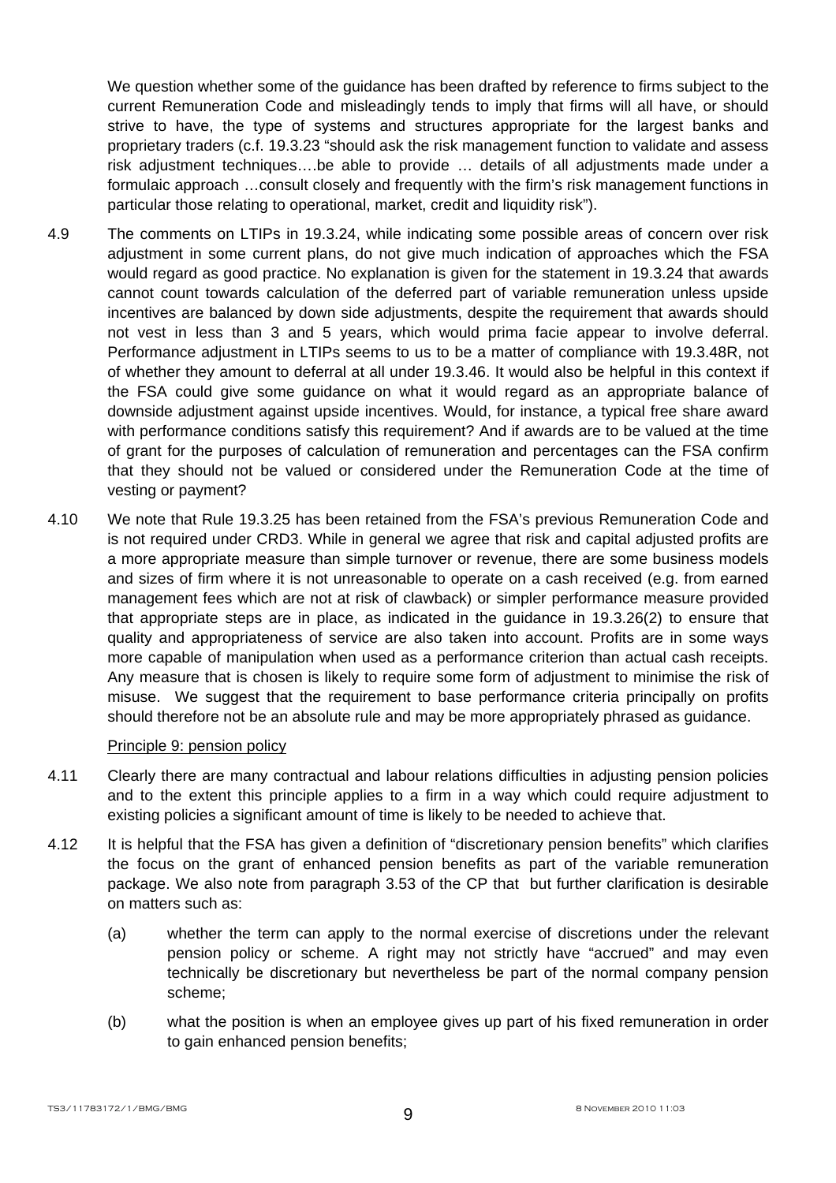We question whether some of the guidance has been drafted by reference to firms subject to the current Remuneration Code and misleadingly tends to imply that firms will all have, or should strive to have, the type of systems and structures appropriate for the largest banks and proprietary traders (c.f. 19.3.23 "should ask the risk management function to validate and assess risk adjustment techniques….be able to provide … details of all adjustments made under a formulaic approach …consult closely and frequently with the firm's risk management functions in particular those relating to operational, market, credit and liquidity risk").

4.9 The comments on LTIPs in 19.3.24, while indicating some possible areas of concern over risk adjustment in some current plans, do not give much indication of approaches which the FSA would regard as good practice. No explanation is given for the statement in 19.3.24 that awards cannot count towards calculation of the deferred part of variable remuneration unless upside incentives are balanced by down side adjustments, despite the requirement that awards should not vest in less than 3 and 5 years, which would prima facie appear to involve deferral. Performance adjustment in LTIPs seems to us to be a matter of compliance with 19.3.48R, not of whether they amount to deferral at all under 19.3.46. It would also be helpful in this context if the FSA could give some guidance on what it would regard as an appropriate balance of downside adjustment against upside incentives. Would, for instance, a typical free share award with performance conditions satisfy this requirement? And if awards are to be valued at the time of grant for the purposes of calculation of remuneration and percentages can the FSA confirm that they should not be valued or considered under the Remuneration Code at the time of vesting or payment?

4.10 We note that Rule 19.3.25 has been retained from the FSA's previous Remuneration Code and is not required under CRD3. While in general we agree that risk and capital adjusted profits are a more appropriate measure than simple turnover or revenue, there are some business models and sizes of firm where it is not unreasonable to operate on a cash received (e.g. from earned management fees which are not at risk of clawback) or simpler performance measure provided that appropriate steps are in place, as indicated in the guidance in 19.3.26(2) to ensure that quality and appropriateness of service are also taken into account. Profits are in some ways more capable of manipulation when used as a performance criterion than actual cash receipts. Any measure that is chosen is likely to require some form of adjustment to minimise the risk of misuse. We suggest that the requirement to base performance criteria principally on profits should therefore not be an absolute rule and may be more appropriately phrased as guidance.

Principle 9: pension policy

4.11 Clearly there are many contractual and labour relations difficulties in adjusting pension policies and to the extent this principle applies to a firm in a way which could require adjustment to existing policies a significant amount of time is likely to be needed to achieve that.

4.12 It is helpful that the FSA has given a definition of "discretionary pension benefits" which clarifies the focus on the grant of enhanced pension benefits as part of the variable remuneration package. We also note from paragraph 3.53 of the CP that but further clarification is desirable on matters such as:

(a) whether the term can apply to the normal exercise of discretions under the relevant pension policy or scheme. A right may not strictly have "accrued" and may even technically be discretionary but nevertheless be part of the normal company pension scheme;

(b) what the position is when an employee gives up part of his fixed remuneration in order to gain enhanced pension benefits;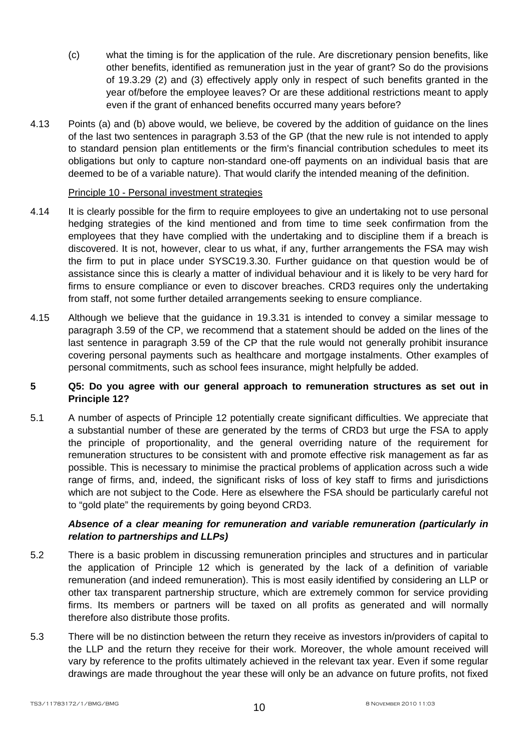(c) what the timing is for the application of the rule. Are discretionary pension benefits, like other benefits, identified as remuneration just in the year of grant? So do the provisions of 19.3.29 (2) and (3) effectively apply only in respect of such benefits granted in the year of/before the employee leaves? Or are these additional restrictions meant to apply even if the grant of enhanced benefits occurred many years before?

4.13 Points (a) and (b) above would, we believe, be covered by the addition of guidance on the lines of the last two sentences in paragraph 3.53 of the GP (that the new rule is not intended to apply to standard pension plan entitlements or the firm's financial contribution schedules to meet its obligations but only to capture non-standard one-off payments on an individual basis that are deemed to be of a variable nature). That would clarify the intended meaning of the definition.

Principle 10 - Personal investment strategies

4.14 It is clearly possible for the firm to require employees to give an undertaking not to use personal hedging strategies of the kind mentioned and from time to time seek confirmation from the employees that they have complied with the undertaking and to discipline them if a breach is discovered. It is not, however, clear to us what, if any, further arrangements the FSA may wish the firm to put in place under SYSC19.3.30. Further guidance on that question would be of assistance since this is clearly a matter of individual behaviour and it is likely to be very hard for firms to ensure compliance or even to discover breaches. CRD3 requires only the undertaking from staff, not some further detailed arrangements seeking to ensure compliance.

4.15 Although we believe that the guidance in 19.3.31 is intended to convey a similar message to paragraph 3.59 of the CP, we recommend that a statement should be added on the lines of the last sentence in paragraph 3.59 of the CP that the rule would not generally prohibit insurance covering personal payments such as healthcare and mortgage instalments. Other examples of personal commitments, such as school fees insurance, might helpfully be added.

## 5 Q5: Do you agree with our general approach to remuneration structures as set out in Principle 12?

5.1 A number of aspects of Principle 12 potentially create significant difficulties. We appreciate that a substantial number of these are generated by the terms of CRD3 but urge the FSA to apply the principle of proportionality, and the general overriding nature of the requirement for remuneration structures to be consistent with and promote effective risk management as far as possible. This is necessary to minimise the practical problems of application across such a wide range of firms, and, indeed, the significant risks of loss of key staff to firms and jurisdictions which are not subject to the Code. Here as elsewhere the FSA should be particularly careful not to "gold plate" the requirements by going beyond CRD3.

***Absence of a clear meaning for remuneration and variable remuneration (particularly in relation to partnerships and LLPs)***

5.2 There is a basic problem in discussing remuneration principles and structures and in particular the application of Principle 12 which is generated by the lack of a definition of variable remuneration (and indeed remuneration). This is most easily identified by considering an LLP or other tax transparent partnership structure, which are extremely common for service providing firms. Its members or partners will be taxed on all profits as generated and will normally therefore also distribute those profits.

5.3 There will be no distinction between the return they receive as investors in/providers of capital to the LLP and the return they receive for their work. Moreover, the whole amount received will vary by reference to the profits ultimately achieved in the relevant tax year. Even if some regular drawings are made throughout the year these will only be an advance on future profits, not fixed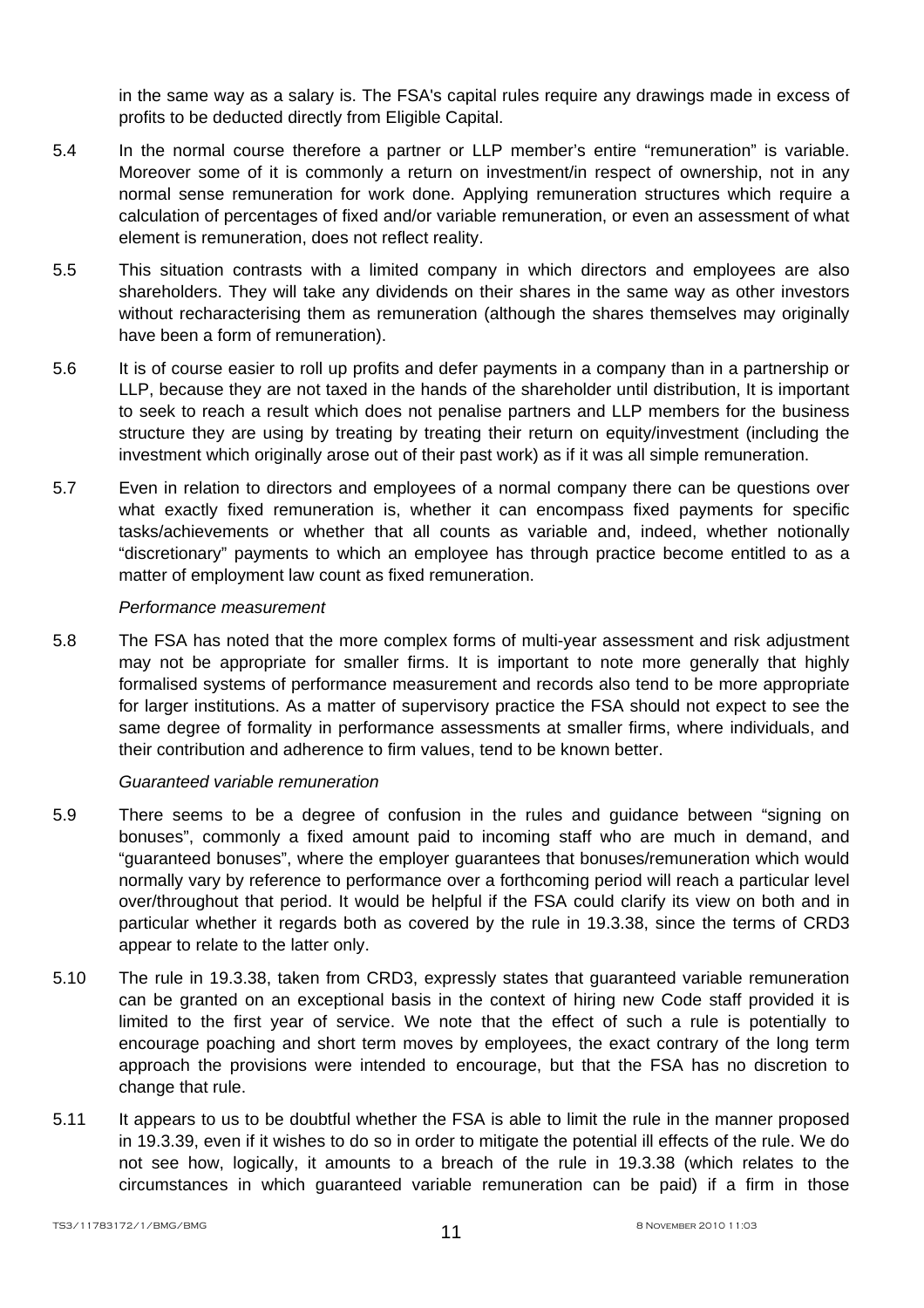in the same way as a salary is. The FSA's capital rules require any drawings made in excess of profits to be deducted directly from Eligible Capital.

5.4 In the normal course therefore a partner or LLP member's entire "remuneration" is variable. Moreover some of it is commonly a return on investment/in respect of ownership, not in any normal sense remuneration for work done. Applying remuneration structures which require a calculation of percentages of fixed and/or variable remuneration, or even an assessment of what element is remuneration, does not reflect reality.

5.5 This situation contrasts with a limited company in which directors and employees are also shareholders. They will take any dividends on their shares in the same way as other investors without recharacterising them as remuneration (although the shares themselves may originally have been a form of remuneration).

5.6 It is of course easier to roll up profits and defer payments in a company than in a partnership or LLP, because they are not taxed in the hands of the shareholder until distribution, It is important to seek to reach a result which does not penalise partners and LLP members for the business structure they are using by treating by treating their return on equity/investment (including the investment which originally arose out of their past work) as if it was all simple remuneration.

5.7 Even in relation to directors and employees of a normal company there can be questions over what exactly fixed remuneration is, whether it can encompass fixed payments for specific tasks/achievements or whether that all counts as variable and, indeed, whether notionally "discretionary" payments to which an employee has through practice become entitled to as a matter of employment law count as fixed remuneration.

*Performance measurement*

5.8 The FSA has noted that the more complex forms of multi-year assessment and risk adjustment may not be appropriate for smaller firms. It is important to note more generally that highly formalised systems of performance measurement and records also tend to be more appropriate for larger institutions. As a matter of supervisory practice the FSA should not expect to see the same degree of formality in performance assessments at smaller firms, where individuals, and their contribution and adherence to firm values, tend to be known better.

*Guaranteed variable remuneration*

5.9 There seems to be a degree of confusion in the rules and guidance between "signing on bonuses", commonly a fixed amount paid to incoming staff who are much in demand, and "guaranteed bonuses", where the employer guarantees that bonuses/remuneration which would normally vary by reference to performance over a forthcoming period will reach a particular level over/throughout that period. It would be helpful if the FSA could clarify its view on both and in particular whether it regards both as covered by the rule in 19.3.38, since the terms of CRD3 appear to relate to the latter only.

5.10 The rule in 19.3.38, taken from CRD3, expressly states that guaranteed variable remuneration can be granted on an exceptional basis in the context of hiring new Code staff provided it is limited to the first year of service. We note that the effect of such a rule is potentially to encourage poaching and short term moves by employees, the exact contrary of the long term approach the provisions were intended to encourage, but that the FSA has no discretion to change that rule.

5.11 It appears to us to be doubtful whether the FSA is able to limit the rule in the manner proposed in 19.3.39, even if it wishes to do so in order to mitigate the potential ill effects of the rule. We do not see how, logically, it amounts to a breach of the rule in 19.3.38 (which relates to the circumstances in which guaranteed variable remuneration can be paid) if a firm in those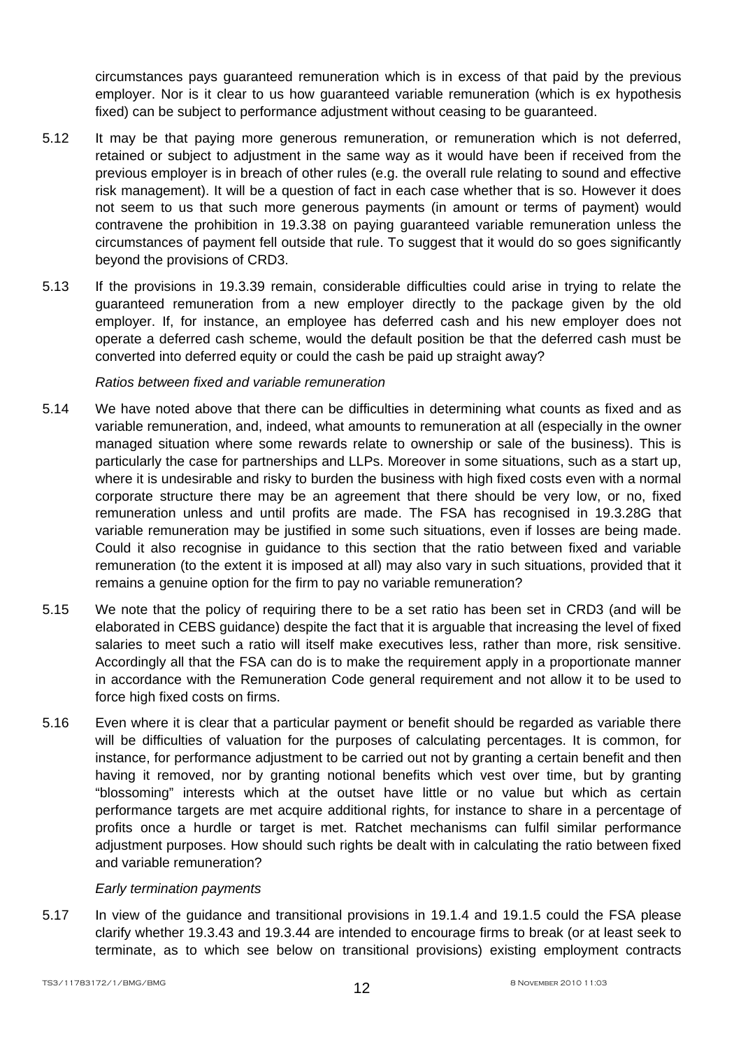circumstances pays guaranteed remuneration which is in excess of that paid by the previous employer. Nor is it clear to us how guaranteed variable remuneration (which is ex hypothesis fixed) can be subject to performance adjustment without ceasing to be guaranteed.

5.12 It may be that paying more generous remuneration, or remuneration which is not deferred, retained or subject to adjustment in the same way as it would have been if received from the previous employer is in breach of other rules (e.g. the overall rule relating to sound and effective risk management). It will be a question of fact in each case whether that is so. However it does not seem to us that such more generous payments (in amount or terms of payment) would contravene the prohibition in 19.3.38 on paying guaranteed variable remuneration unless the circumstances of payment fell outside that rule. To suggest that it would do so goes significantly beyond the provisions of CRD3.

5.13 If the provisions in 19.3.39 remain, considerable difficulties could arise in trying to relate the guaranteed remuneration from a new employer directly to the package given by the old employer. If, for instance, an employee has deferred cash and his new employer does not operate a deferred cash scheme, would the default position be that the deferred cash must be converted into deferred equity or could the cash be paid up straight away?

*Ratios between fixed and variable remuneration*

5.14 We have noted above that there can be difficulties in determining what counts as fixed and as variable remuneration, and, indeed, what amounts to remuneration at all (especially in the owner managed situation where some rewards relate to ownership or sale of the business). This is particularly the case for partnerships and LLPs. Moreover in some situations, such as a start up, where it is undesirable and risky to burden the business with high fixed costs even with a normal corporate structure there may be an agreement that there should be very low, or no, fixed remuneration unless and until profits are made. The FSA has recognised in 19.3.28G that variable remuneration may be justified in some such situations, even if losses are being made. Could it also recognise in guidance to this section that the ratio between fixed and variable remuneration (to the extent it is imposed at all) may also vary in such situations, provided that it remains a genuine option for the firm to pay no variable remuneration?

5.15 We note that the policy of requiring there to be a set ratio has been set in CRD3 (and will be elaborated in CEBS guidance) despite the fact that it is arguable that increasing the level of fixed salaries to meet such a ratio will itself make executives less, rather than more, risk sensitive. Accordingly all that the FSA can do is to make the requirement apply in a proportionate manner in accordance with the Remuneration Code general requirement and not allow it to be used to force high fixed costs on firms.

5.16 Even where it is clear that a particular payment or benefit should be regarded as variable there will be difficulties of valuation for the purposes of calculating percentages. It is common, for instance, for performance adjustment to be carried out not by granting a certain benefit and then having it removed, nor by granting notional benefits which vest over time, but by granting "blossoming" interests which at the outset have little or no value but which as certain performance targets are met acquire additional rights, for instance to share in a percentage of profits once a hurdle or target is met. Ratchet mechanisms can fulfil similar performance adjustment purposes. How should such rights be dealt with in calculating the ratio between fixed and variable remuneration?

*Early termination payments*

5.17 In view of the guidance and transitional provisions in 19.1.4 and 19.1.5 could the FSA please clarify whether 19.3.43 and 19.3.44 are intended to encourage firms to break (or at least seek to terminate, as to which see below on transitional provisions) existing employment contracts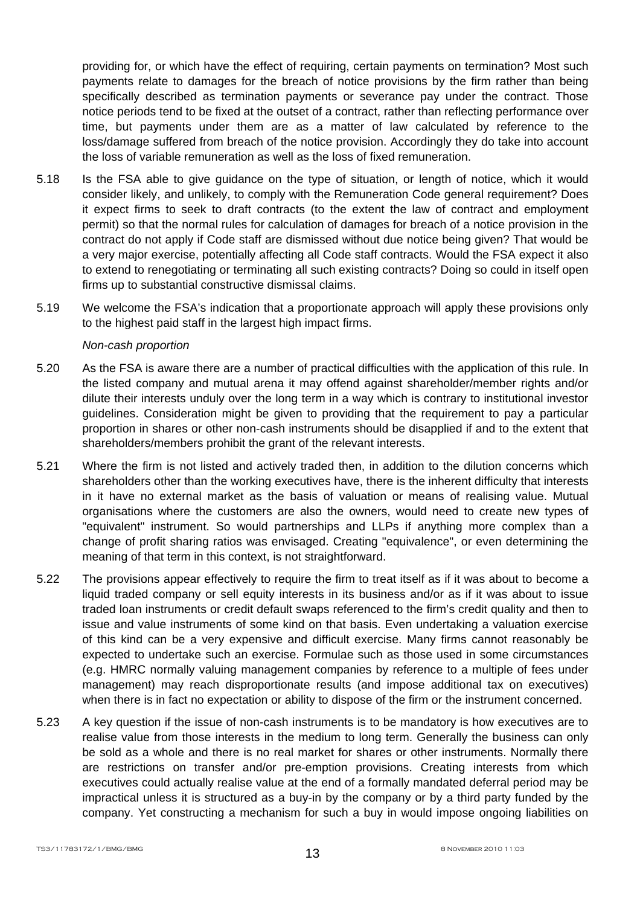providing for, or which have the effect of requiring, certain payments on termination? Most such payments relate to damages for the breach of notice provisions by the firm rather than being specifically described as termination payments or severance pay under the contract. Those notice periods tend to be fixed at the outset of a contract, rather than reflecting performance over time, but payments under them are as a matter of law calculated by reference to the loss/damage suffered from breach of the notice provision. Accordingly they do take into account the loss of variable remuneration as well as the loss of fixed remuneration.

5.18 Is the FSA able to give guidance on the type of situation, or length of notice, which it would consider likely, and unlikely, to comply with the Remuneration Code general requirement? Does it expect firms to seek to draft contracts (to the extent the law of contract and employment permit) so that the normal rules for calculation of damages for breach of a notice provision in the contract do not apply if Code staff are dismissed without due notice being given? That would be a very major exercise, potentially affecting all Code staff contracts. Would the FSA expect it also to extend to renegotiating or terminating all such existing contracts? Doing so could in itself open firms up to substantial constructive dismissal claims.

5.19 We welcome the FSA's indication that a proportionate approach will apply these provisions only to the highest paid staff in the largest high impact firms.

*Non-cash proportion*

5.20 As the FSA is aware there are a number of practical difficulties with the application of this rule. In the listed company and mutual arena it may offend against shareholder/member rights and/or dilute their interests unduly over the long term in a way which is contrary to institutional investor guidelines. Consideration might be given to providing that the requirement to pay a particular proportion in shares or other non-cash instruments should be disapplied if and to the extent that shareholders/members prohibit the grant of the relevant interests.

5.21 Where the firm is not listed and actively traded then, in addition to the dilution concerns which shareholders other than the working executives have, there is the inherent difficulty that interests in it have no external market as the basis of valuation or means of realising value. Mutual organisations where the customers are also the owners, would need to create new types of "equivalent" instrument. So would partnerships and LLPs if anything more complex than a change of profit sharing ratios was envisaged. Creating "equivalence", or even determining the meaning of that term in this context, is not straightforward.

5.22 The provisions appear effectively to require the firm to treat itself as if it was about to become a liquid traded company or sell equity interests in its business and/or as if it was about to issue traded loan instruments or credit default swaps referenced to the firm's credit quality and then to issue and value instruments of some kind on that basis. Even undertaking a valuation exercise of this kind can be a very expensive and difficult exercise. Many firms cannot reasonably be expected to undertake such an exercise. Formulae such as those used in some circumstances (e.g. HMRC normally valuing management companies by reference to a multiple of fees under management) may reach disproportionate results (and impose additional tax on executives) when there is in fact no expectation or ability to dispose of the firm or the instrument concerned.

5.23 A key question if the issue of non-cash instruments is to be mandatory is how executives are to realise value from those interests in the medium to long term. Generally the business can only be sold as a whole and there is no real market for shares or other instruments. Normally there are restrictions on transfer and/or pre-emption provisions. Creating interests from which executives could actually realise value at the end of a formally mandated deferral period may be impractical unless it is structured as a buy-in by the company or by a third party funded by the company. Yet constructing a mechanism for such a buy in would impose ongoing liabilities on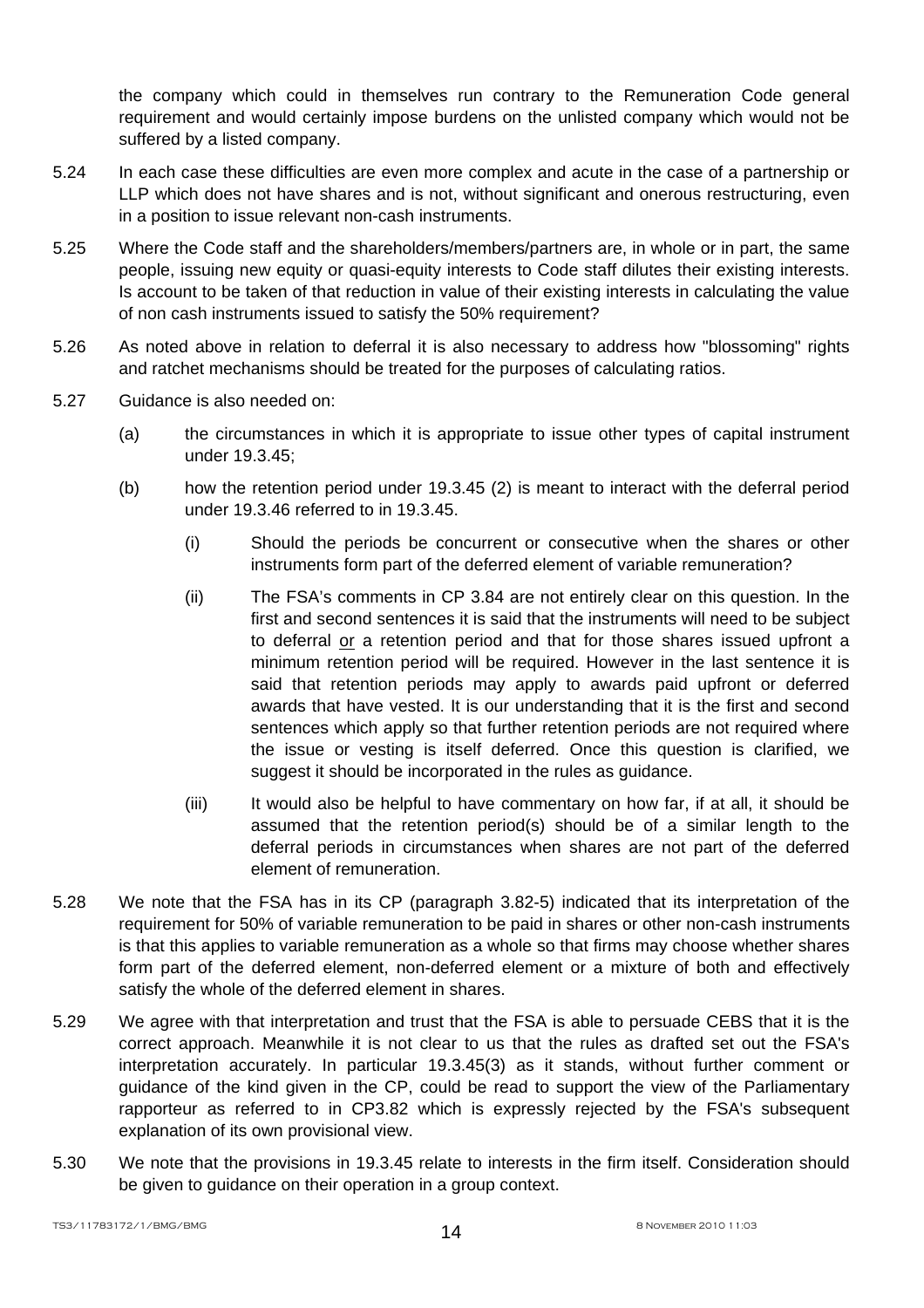the company which could in themselves run contrary to the Remuneration Code general requirement and would certainly impose burdens on the unlisted company which would not be suffered by a listed company.

5.24 In each case these difficulties are even more complex and acute in the case of a partnership or LLP which does not have shares and is not, without significant and onerous restructuring, even in a position to issue relevant non-cash instruments.

5.25 Where the Code staff and the shareholders/members/partners are, in whole or in part, the same people, issuing new equity or quasi-equity interests to Code staff dilutes their existing interests. Is account to be taken of that reduction in value of their existing interests in calculating the value of non cash instruments issued to satisfy the 50% requirement?

5.26 As noted above in relation to deferral it is also necessary to address how "blossoming" rights and ratchet mechanisms should be treated for the purposes of calculating ratios.

5.27 Guidance is also needed on:

(a) the circumstances in which it is appropriate to issue other types of capital instrument under 19.3.45;

(b) how the retention period under 19.3.45 (2) is meant to interact with the deferral period under 19.3.46 referred to in 19.3.45.

(i) Should the periods be concurrent or consecutive when the shares or other instruments form part of the deferred element of variable remuneration?

(ii) The FSA's comments in CP 3.84 are not entirely clear on this question. In the first and second sentences it is said that the instruments will need to be subject to deferral <u>or</u> a retention period and that for those shares issued upfront a minimum retention period will be required. However in the last sentence it is said that retention periods may apply to awards paid upfront or deferred awards that have vested. It is our understanding that it is the first and second sentences which apply so that further retention periods are not required where the issue or vesting is itself deferred. Once this question is clarified, we suggest it should be incorporated in the rules as guidance.

(iii) It would also be helpful to have commentary on how far, if at all, it should be assumed that the retention period(s) should be of a similar length to the deferral periods in circumstances when shares are not part of the deferred element of remuneration.

5.28 We note that the FSA has in its CP (paragraph 3.82-5) indicated that its interpretation of the requirement for 50% of variable remuneration to be paid in shares or other non-cash instruments is that this applies to variable remuneration as a whole so that firms may choose whether shares form part of the deferred element, non-deferred element or a mixture of both and effectively satisfy the whole of the deferred element in shares.

5.29 We agree with that interpretation and trust that the FSA is able to persuade CEBS that it is the correct approach. Meanwhile it is not clear to us that the rules as drafted set out the FSA's interpretation accurately. In particular 19.3.45(3) as it stands, without further comment or guidance of the kind given in the CP, could be read to support the view of the Parliamentary rapporteur as referred to in CP3.82 which is expressly rejected by the FSA's subsequent explanation of its own provisional view.

5.30 We note that the provisions in 19.3.45 relate to interests in the firm itself. Consideration should be given to guidance on their operation in a group context.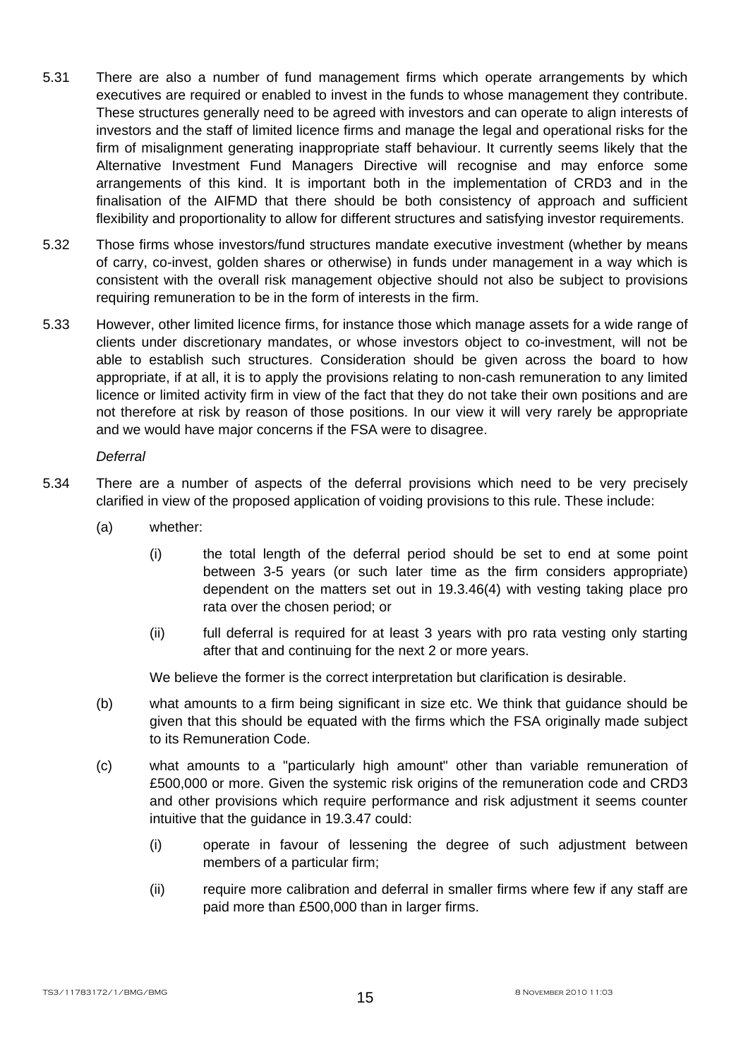5.31 There are also a number of fund management firms which operate arrangements by which executives are required or enabled to invest in the funds to whose management they contribute. These structures generally need to be agreed with investors and can operate to align interests of investors and the staff of limited licence firms and manage the legal and operational risks for the firm of misalignment generating inappropriate staff behaviour. It currently seems likely that the Alternative Investment Fund Managers Directive will recognise and may enforce some arrangements of this kind. It is important both in the implementation of CRD3 and in the finalisation of the AIFMD that there should be both consistency of approach and sufficient flexibility and proportionality to allow for different structures and satisfying investor requirements.

5.32 Those firms whose investors/fund structures mandate executive investment (whether by means of carry, co-invest, golden shares or otherwise) in funds under management in a way which is consistent with the overall risk management objective should not also be subject to provisions requiring remuneration to be in the form of interests in the firm.

5.33 However, other limited licence firms, for instance those which manage assets for a wide range of clients under discretionary mandates, or whose investors object to co-investment, will not be able to establish such structures. Consideration should be given across the board to how appropriate, if at all, it is to apply the provisions relating to non-cash remuneration to any limited licence or limited activity firm in view of the fact that they do not take their own positions and are not therefore at risk by reason of those positions. In our view it will very rarely be appropriate and we would have major concerns if the FSA were to disagree.

*Deferral*

5.34 There are a number of aspects of the deferral provisions which need to be very precisely clarified in view of the proposed application of voiding provisions to this rule. These include:

(a) whether:

(i) the total length of the deferral period should be set to end at some point between 3-5 years (or such later time as the firm considers appropriate) dependent on the matters set out in 19.3.46(4) with vesting taking place pro rata over the chosen period; or

(ii) full deferral is required for at least 3 years with pro rata vesting only starting after that and continuing for the next 2 or more years.

We believe the former is the correct interpretation but clarification is desirable.

(b) what amounts to a firm being significant in size etc. We think that guidance should be given that this should be equated with the firms which the FSA originally made subject to its Remuneration Code.

(c) what amounts to a "particularly high amount" other than variable remuneration of £500,000 or more. Given the systemic risk origins of the remuneration code and CRD3 and other provisions which require performance and risk adjustment it seems counter intuitive that the guidance in 19.3.47 could:

(i) operate in favour of lessening the degree of such adjustment between members of a particular firm;

(ii) require more calibration and deferral in smaller firms where few if any staff are paid more than £500,000 than in larger firms.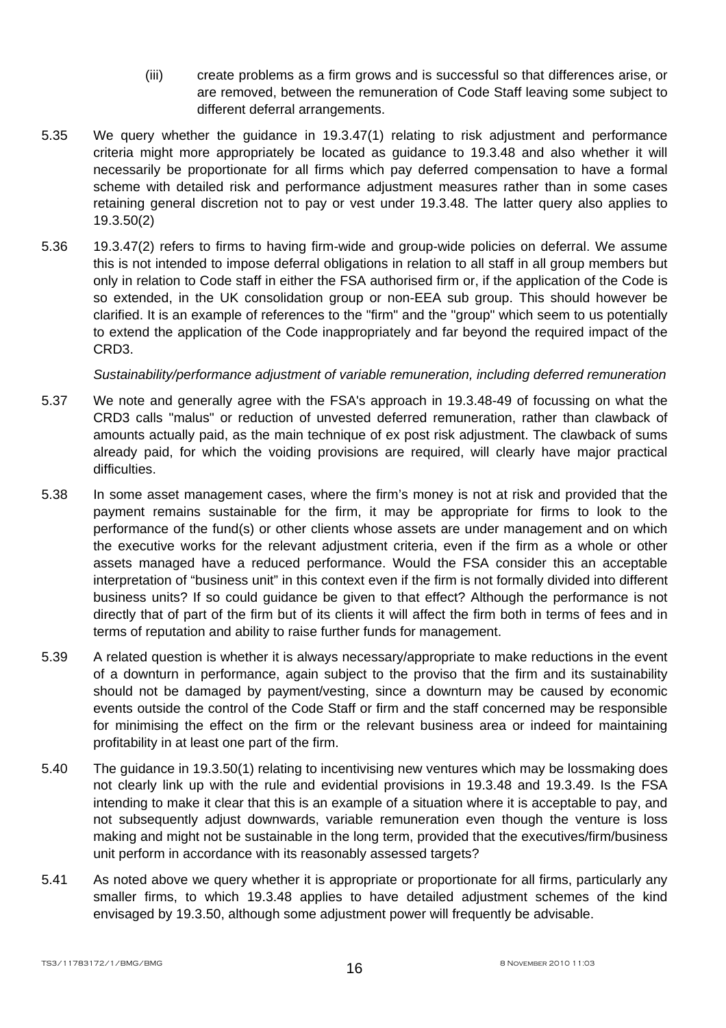(iii) create problems as a firm grows and is successful so that differences arise, or are removed, between the remuneration of Code Staff leaving some subject to different deferral arrangements.

5.35 We query whether the guidance in 19.3.47(1) relating to risk adjustment and performance criteria might more appropriately be located as guidance to 19.3.48 and also whether it will necessarily be proportionate for all firms which pay deferred compensation to have a formal scheme with detailed risk and performance adjustment measures rather than in some cases retaining general discretion not to pay or vest under 19.3.48. The latter query also applies to 19.3.50(2)

5.36 19.3.47(2) refers to firms to having firm-wide and group-wide policies on deferral. We assume this is not intended to impose deferral obligations in relation to all staff in all group members but only in relation to Code staff in either the FSA authorised firm or, if the application of the Code is so extended, in the UK consolidation group or non-EEA sub group. This should however be clarified. It is an example of references to the "firm" and the "group" which seem to us potentially to extend the application of the Code inappropriately and far beyond the required impact of the CRD3.

*Sustainability/performance adjustment of variable remuneration, including deferred remuneration*

5.37 We note and generally agree with the FSA's approach in 19.3.48-49 of focussing on what the CRD3 calls "malus" or reduction of unvested deferred remuneration, rather than clawback of amounts actually paid, as the main technique of ex post risk adjustment. The clawback of sums already paid, for which the voiding provisions are required, will clearly have major practical difficulties.

5.38 In some asset management cases, where the firm's money is not at risk and provided that the payment remains sustainable for the firm, it may be appropriate for firms to look to the performance of the fund(s) or other clients whose assets are under management and on which the executive works for the relevant adjustment criteria, even if the firm as a whole or other assets managed have a reduced performance. Would the FSA consider this an acceptable interpretation of "business unit" in this context even if the firm is not formally divided into different business units? If so could guidance be given to that effect? Although the performance is not directly that of part of the firm but of its clients it will affect the firm both in terms of fees and in terms of reputation and ability to raise further funds for management.

5.39 A related question is whether it is always necessary/appropriate to make reductions in the event of a downturn in performance, again subject to the proviso that the firm and its sustainability should not be damaged by payment/vesting, since a downturn may be caused by economic events outside the control of the Code Staff or firm and the staff concerned may be responsible for minimising the effect on the firm or the relevant business area or indeed for maintaining profitability in at least one part of the firm.

5.40 The guidance in 19.3.50(1) relating to incentivising new ventures which may be lossmaking does not clearly link up with the rule and evidential provisions in 19.3.48 and 19.3.49. Is the FSA intending to make it clear that this is an example of a situation where it is acceptable to pay, and not subsequently adjust downwards, variable remuneration even though the venture is loss making and might not be sustainable in the long term, provided that the executives/firm/business unit perform in accordance with its reasonably assessed targets?

5.41 As noted above we query whether it is appropriate or proportionate for all firms, particularly any smaller firms, to which 19.3.48 applies to have detailed adjustment schemes of the kind envisaged by 19.3.50, although some adjustment power will frequently be advisable.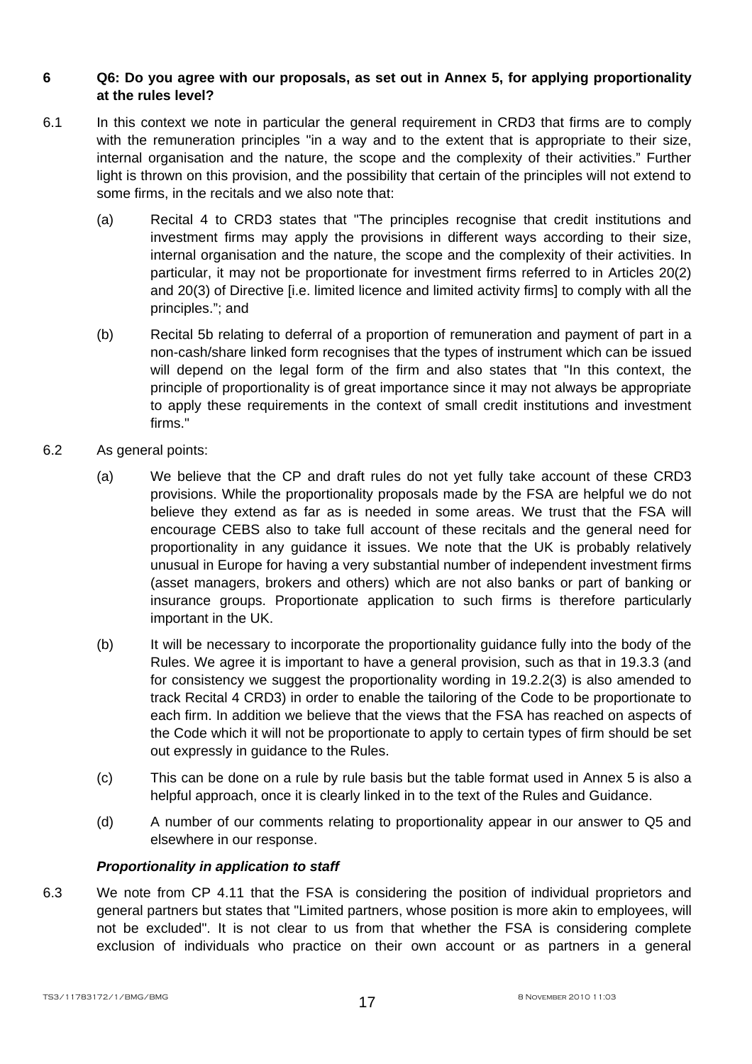**6 Q6: Do you agree with our proposals, as set out in Annex 5, for applying proportionality at the rules level?**

6.1 In this context we note in particular the general requirement in CRD3 that firms are to comply with the remuneration principles "in a way and to the extent that is appropriate to their size, internal organisation and the nature, the scope and the complexity of their activities." Further light is thrown on this provision, and the possibility that certain of the principles will not extend to some firms, in the recitals and we also note that:

(a) Recital 4 to CRD3 states that "The principles recognise that credit institutions and investment firms may apply the provisions in different ways according to their size, internal organisation and the nature, the scope and the complexity of their activities. In particular, it may not be proportionate for investment firms referred to in Articles 20(2) and 20(3) of Directive [i.e. limited licence and limited activity firms] to comply with all the principles."; and

(b) Recital 5b relating to deferral of a proportion of remuneration and payment of part in a non-cash/share linked form recognises that the types of instrument which can be issued will depend on the legal form of the firm and also states that "In this context, the principle of proportionality is of great importance since it may not always be appropriate to apply these requirements in the context of small credit institutions and investment firms."

6.2 As general points:

(a) We believe that the CP and draft rules do not yet fully take account of these CRD3 provisions. While the proportionality proposals made by the FSA are helpful we do not believe they extend as far as is needed in some areas. We trust that the FSA will encourage CEBS also to take full account of these recitals and the general need for proportionality in any guidance it issues. We note that the UK is probably relatively unusual in Europe for having a very substantial number of independent investment firms (asset managers, brokers and others) which are not also banks or part of banking or insurance groups. Proportionate application to such firms is therefore particularly important in the UK.

(b) It will be necessary to incorporate the proportionality guidance fully into the body of the Rules. We agree it is important to have a general provision, such as that in 19.3.3 (and for consistency we suggest the proportionality wording in 19.2.2(3) is also amended to track Recital 4 CRD3) in order to enable the tailoring of the Code to be proportionate to each firm. In addition we believe that the views that the FSA has reached on aspects of the Code which it will not be proportionate to apply to certain types of firm should be set out expressly in guidance to the Rules.

(c) This can be done on a rule by rule basis but the table format used in Annex 5 is also a helpful approach, once it is clearly linked in to the text of the Rules and Guidance.

(d) A number of our comments relating to proportionality appear in our answer to Q5 and elsewhere in our response.

***Proportionality in application to staff***

6.3 We note from CP 4.11 that the FSA is considering the position of individual proprietors and general partners but states that "Limited partners, whose position is more akin to employees, will not be excluded". It is not clear to us from that whether the FSA is considering complete exclusion of individuals who practice on their own account or as partners in a general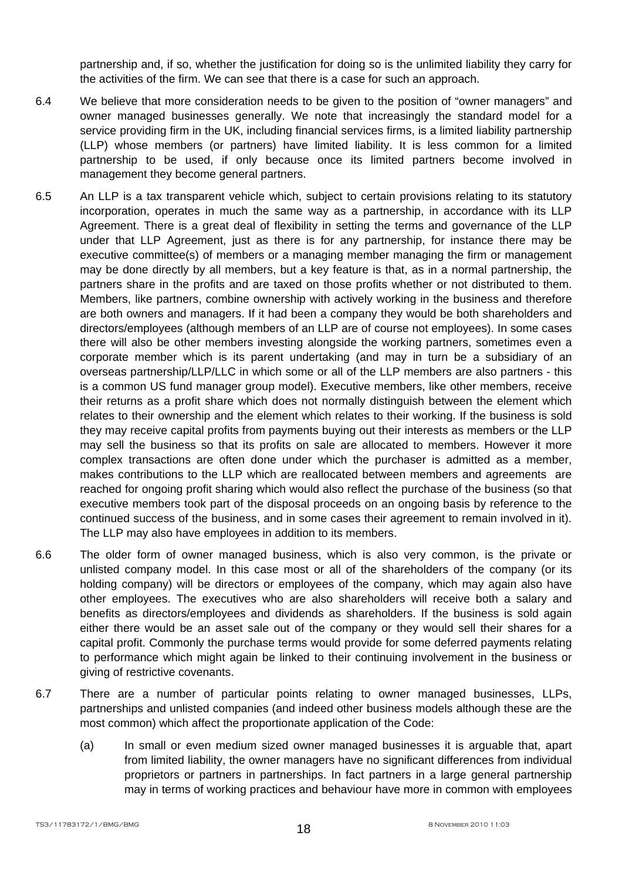partnership and, if so, whether the justification for doing so is the unlimited liability they carry for the activities of the firm. We can see that there is a case for such an approach.

6.4 We believe that more consideration needs to be given to the position of "owner managers" and owner managed businesses generally. We note that increasingly the standard model for a service providing firm in the UK, including financial services firms, is a limited liability partnership (LLP) whose members (or partners) have limited liability. It is less common for a limited partnership to be used, if only because once its limited partners become involved in management they become general partners.

6.5 An LLP is a tax transparent vehicle which, subject to certain provisions relating to its statutory incorporation, operates in much the same way as a partnership, in accordance with its LLP Agreement. There is a great deal of flexibility in setting the terms and governance of the LLP under that LLP Agreement, just as there is for any partnership, for instance there may be executive committee(s) of members or a managing member managing the firm or management may be done directly by all members, but a key feature is that, as in a normal partnership, the partners share in the profits and are taxed on those profits whether or not distributed to them. Members, like partners, combine ownership with actively working in the business and therefore are both owners and managers. If it had been a company they would be both shareholders and directors/employees (although members of an LLP are of course not employees). In some cases there will also be other members investing alongside the working partners, sometimes even a corporate member which is its parent undertaking (and may in turn be a subsidiary of an overseas partnership/LLP/LLC in which some or all of the LLP members are also partners - this is a common US fund manager group model). Executive members, like other members, receive their returns as a profit share which does not normally distinguish between the element which relates to their ownership and the element which relates to their working. If the business is sold they may receive capital profits from payments buying out their interests as members or the LLP may sell the business so that its profits on sale are allocated to members. However it more complex transactions are often done under which the purchaser is admitted as a member, makes contributions to the LLP which are reallocated between members and agreements are reached for ongoing profit sharing which would also reflect the purchase of the business (so that executive members took part of the disposal proceeds on an ongoing basis by reference to the continued success of the business, and in some cases their agreement to remain involved in it). The LLP may also have employees in addition to its members.

6.6 The older form of owner managed business, which is also very common, is the private or unlisted company model. In this case most or all of the shareholders of the company (or its holding company) will be directors or employees of the company, which may again also have other employees. The executives who are also shareholders will receive both a salary and benefits as directors/employees and dividends as shareholders. If the business is sold again either there would be an asset sale out of the company or they would sell their shares for a capital profit. Commonly the purchase terms would provide for some deferred payments relating to performance which might again be linked to their continuing involvement in the business or giving of restrictive covenants.

6.7 There are a number of particular points relating to owner managed businesses, LLPs, partnerships and unlisted companies (and indeed other business models although these are the most common) which affect the proportionate application of the Code:

(a) In small or even medium sized owner managed businesses it is arguable that, apart from limited liability, the owner managers have no significant differences from individual proprietors or partners in partnerships. In fact partners in a large general partnership may in terms of working practices and behaviour have more in common with employees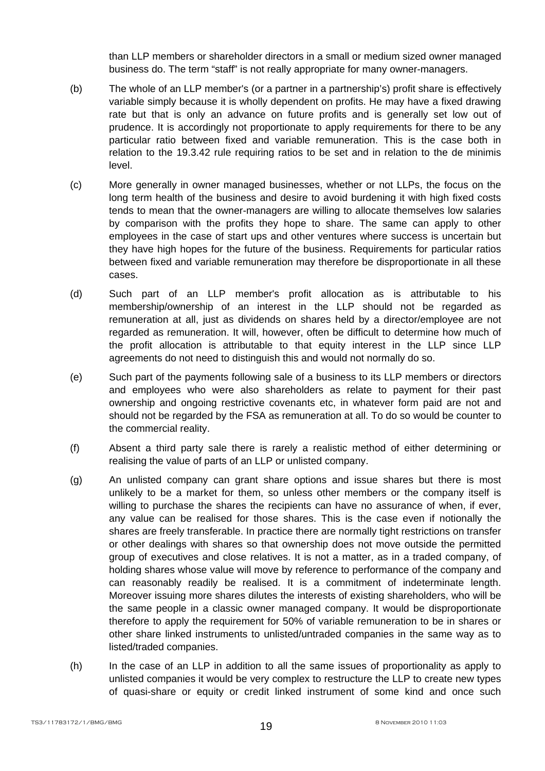than LLP members or shareholder directors in a small or medium sized owner managed business do. The term "staff" is not really appropriate for many owner-managers.

(b) The whole of an LLP member's (or a partner in a partnership's) profit share is effectively variable simply because it is wholly dependent on profits. He may have a fixed drawing rate but that is only an advance on future profits and is generally set low out of prudence. It is accordingly not proportionate to apply requirements for there to be any particular ratio between fixed and variable remuneration. This is the case both in relation to the 19.3.42 rule requiring ratios to be set and in relation to the de minimis level.

(c) More generally in owner managed businesses, whether or not LLPs, the focus on the long term health of the business and desire to avoid burdening it with high fixed costs tends to mean that the owner-managers are willing to allocate themselves low salaries by comparison with the profits they hope to share. The same can apply to other employees in the case of start ups and other ventures where success is uncertain but they have high hopes for the future of the business. Requirements for particular ratios between fixed and variable remuneration may therefore be disproportionate in all these cases.

(d) Such part of an LLP member's profit allocation as is attributable to his membership/ownership of an interest in the LLP should not be regarded as remuneration at all, just as dividends on shares held by a director/employee are not regarded as remuneration. It will, however, often be difficult to determine how much of the profit allocation is attributable to that equity interest in the LLP since LLP agreements do not need to distinguish this and would not normally do so.

(e) Such part of the payments following sale of a business to its LLP members or directors and employees who were also shareholders as relate to payment for their past ownership and ongoing restrictive covenants etc, in whatever form paid are not and should not be regarded by the FSA as remuneration at all. To do so would be counter to the commercial reality.

(f) Absent a third party sale there is rarely a realistic method of either determining or realising the value of parts of an LLP or unlisted company.

(g) An unlisted company can grant share options and issue shares but there is most unlikely to be a market for them, so unless other members or the company itself is willing to purchase the shares the recipients can have no assurance of when, if ever, any value can be realised for those shares. This is the case even if notionally the shares are freely transferable. In practice there are normally tight restrictions on transfer or other dealings with shares so that ownership does not move outside the permitted group of executives and close relatives. It is not a matter, as in a traded company, of holding shares whose value will move by reference to performance of the company and can reasonably readily be realised. It is a commitment of indeterminate length. Moreover issuing more shares dilutes the interests of existing shareholders, who will be the same people in a classic owner managed company. It would be disproportionate therefore to apply the requirement for 50% of variable remuneration to be in shares or other share linked instruments to unlisted/untraded companies in the same way as to listed/traded companies.

(h) In the case of an LLP in addition to all the same issues of proportionality as apply to unlisted companies it would be very complex to restructure the LLP to create new types of quasi-share or equity or credit linked instrument of some kind and once such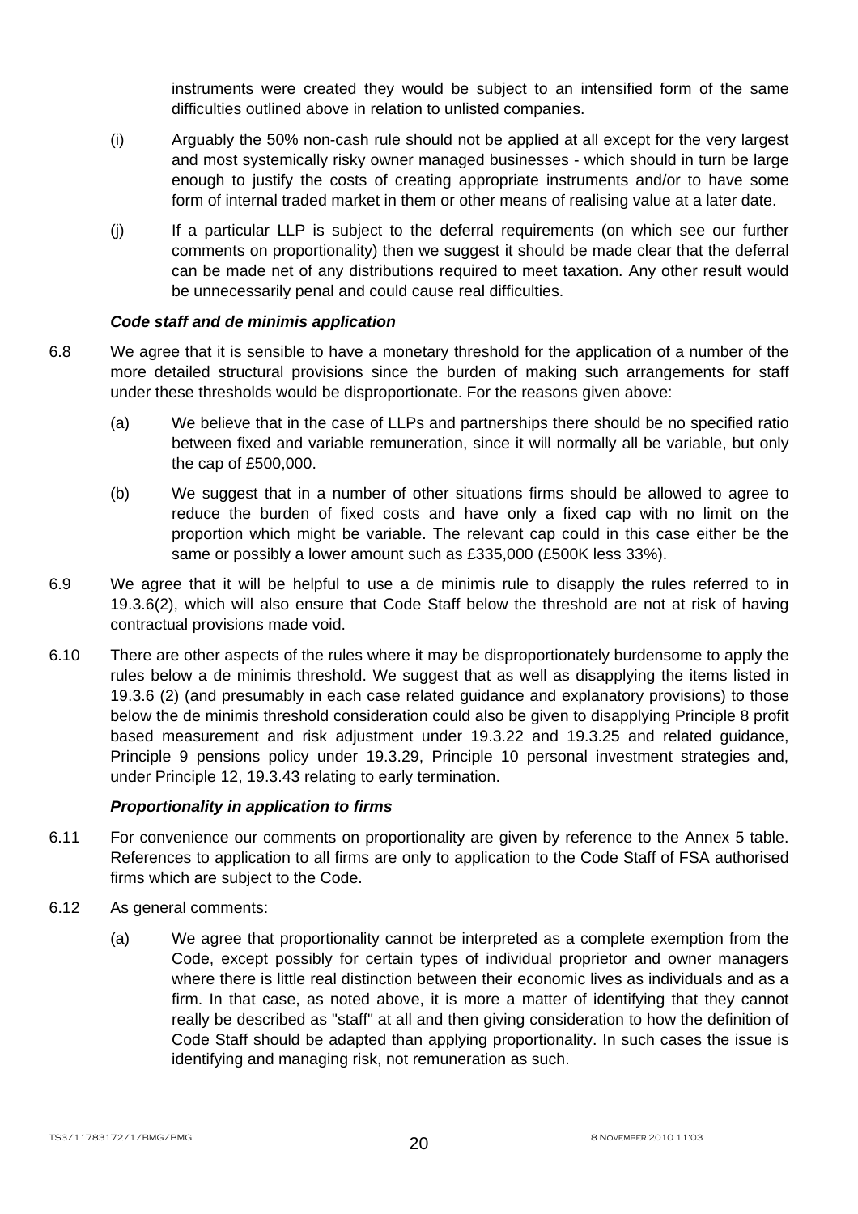instruments were created they would be subject to an intensified form of the same difficulties outlined above in relation to unlisted companies.

(i) Arguably the 50% non-cash rule should not be applied at all except for the very largest and most systemically risky owner managed businesses - which should in turn be large enough to justify the costs of creating appropriate instruments and/or to have some form of internal traded market in them or other means of realising value at a later date.

(j) If a particular LLP is subject to the deferral requirements (on which see our further comments on proportionality) then we suggest it should be made clear that the deferral can be made net of any distributions required to meet taxation. Any other result would be unnecessarily penal and could cause real difficulties.

***Code staff and de minimis application***

6.8 We agree that it is sensible to have a monetary threshold for the application of a number of the more detailed structural provisions since the burden of making such arrangements for staff under these thresholds would be disproportionate. For the reasons given above:

(a) We believe that in the case of LLPs and partnerships there should be no specified ratio between fixed and variable remuneration, since it will normally all be variable, but only the cap of £500,000.

(b) We suggest that in a number of other situations firms should be allowed to agree to reduce the burden of fixed costs and have only a fixed cap with no limit on the proportion which might be variable. The relevant cap could in this case either be the same or possibly a lower amount such as £335,000 (£500K less 33%).

6.9 We agree that it will be helpful to use a de minimis rule to disapply the rules referred to in 19.3.6(2), which will also ensure that Code Staff below the threshold are not at risk of having contractual provisions made void.

6.10 There are other aspects of the rules where it may be disproportionately burdensome to apply the rules below a de minimis threshold. We suggest that as well as disapplying the items listed in 19.3.6 (2) (and presumably in each case related guidance and explanatory provisions) to those below the de minimis threshold consideration could also be given to disapplying Principle 8 profit based measurement and risk adjustment under 19.3.22 and 19.3.25 and related guidance, Principle 9 pensions policy under 19.3.29, Principle 10 personal investment strategies and, under Principle 12, 19.3.43 relating to early termination.

***Proportionality in application to firms***

6.11 For convenience our comments on proportionality are given by reference to the Annex 5 table. References to application to all firms are only to application to the Code Staff of FSA authorised firms which are subject to the Code.

6.12 As general comments:

(a) We agree that proportionality cannot be interpreted as a complete exemption from the Code, except possibly for certain types of individual proprietor and owner managers where there is little real distinction between their economic lives as individuals and as a firm. In that case, as noted above, it is more a matter of identifying that they cannot really be described as "staff" at all and then giving consideration to how the definition of Code Staff should be adapted than applying proportionality. In such cases the issue is identifying and managing risk, not remuneration as such.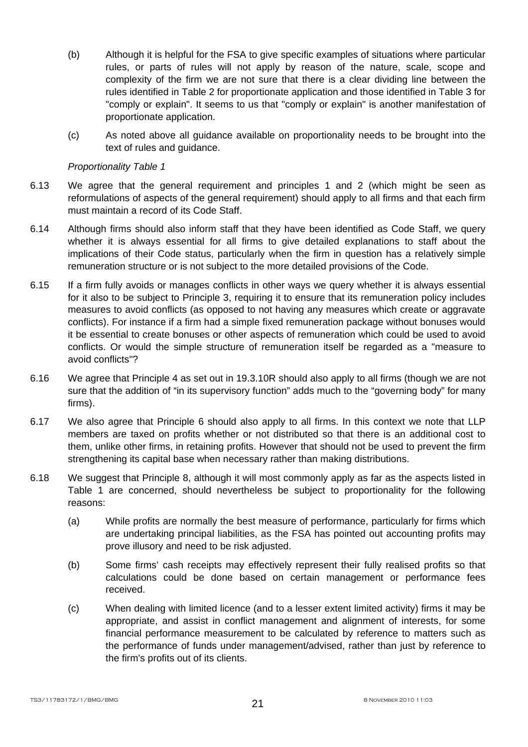(b) Although it is helpful for the FSA to give specific examples of situations where particular rules, or parts of rules will not apply by reason of the nature, scale, scope and complexity of the firm we are not sure that there is a clear dividing line between the rules identified in Table 2 for proportionate application and those identified in Table 3 for "comply or explain". It seems to us that "comply or explain" is another manifestation of proportionate application.

(c) As noted above all guidance available on proportionality needs to be brought into the text of rules and guidance.

*Proportionality Table 1*

6.13 We agree that the general requirement and principles 1 and 2 (which might be seen as reformulations of aspects of the general requirement) should apply to all firms and that each firm must maintain a record of its Code Staff.

6.14 Although firms should also inform staff that they have been identified as Code Staff, we query whether it is always essential for all firms to give detailed explanations to staff about the implications of their Code status, particularly when the firm in question has a relatively simple remuneration structure or is not subject to the more detailed provisions of the Code.

6.15 If a firm fully avoids or manages conflicts in other ways we query whether it is always essential for it also to be subject to Principle 3, requiring it to ensure that its remuneration policy includes measures to avoid conflicts (as opposed to not having any measures which create or aggravate conflicts). For instance if a firm had a simple fixed remuneration package without bonuses would it be essential to create bonuses or other aspects of remuneration which could be used to avoid conflicts. Or would the simple structure of remuneration itself be regarded as a "measure to avoid conflicts"?

6.16 We agree that Principle 4 as set out in 19.3.10R should also apply to all firms (though we are not sure that the addition of "in its supervisory function" adds much to the "governing body" for many firms).

6.17 We also agree that Principle 6 should also apply to all firms. In this context we note that LLP members are taxed on profits whether or not distributed so that there is an additional cost to them, unlike other firms, in retaining profits. However that should not be used to prevent the firm strengthening its capital base when necessary rather than making distributions.

6.18 We suggest that Principle 8, although it will most commonly apply as far as the aspects listed in Table 1 are concerned, should nevertheless be subject to proportionality for the following reasons:

(a) While profits are normally the best measure of performance, particularly for firms which are undertaking principal liabilities, as the FSA has pointed out accounting profits may prove illusory and need to be risk adjusted.

(b) Some firms' cash receipts may effectively represent their fully realised profits so that calculations could be done based on certain management or performance fees received.

(c) When dealing with limited licence (and to a lesser extent limited activity) firms it may be appropriate, and assist in conflict management and alignment of interests, for some financial performance measurement to be calculated by reference to matters such as the performance of funds under management/advised, rather than just by reference to the firm's profits out of its clients.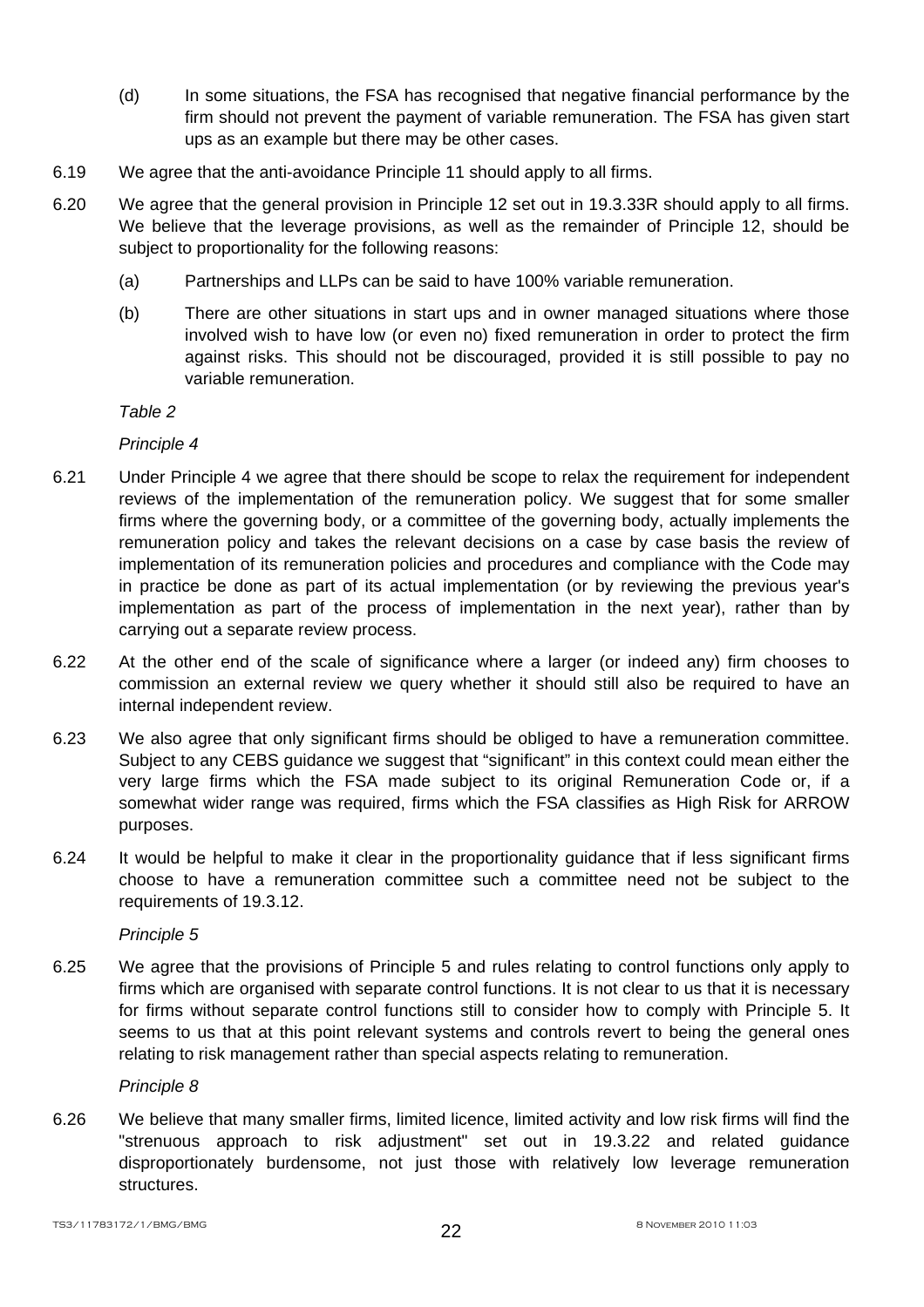(d) In some situations, the FSA has recognised that negative financial performance by the firm should not prevent the payment of variable remuneration. The FSA has given start ups as an example but there may be other cases.

6.19 We agree that the anti-avoidance Principle 11 should apply to all firms.

6.20 We agree that the general provision in Principle 12 set out in 19.3.33R should apply to all firms. We believe that the leverage provisions, as well as the remainder of Principle 12, should be subject to proportionality for the following reasons:

(a) Partnerships and LLPs can be said to have 100% variable remuneration.

(b) There are other situations in start ups and in owner managed situations where those involved wish to have low (or even no) fixed remuneration in order to protect the firm against risks. This should not be discouraged, provided it is still possible to pay no variable remuneration.

*Table 2*

*Principle 4*

6.21 Under Principle 4 we agree that there should be scope to relax the requirement for independent reviews of the implementation of the remuneration policy. We suggest that for some smaller firms where the governing body, or a committee of the governing body, actually implements the remuneration policy and takes the relevant decisions on a case by case basis the review of implementation of its remuneration policies and procedures and compliance with the Code may in practice be done as part of its actual implementation (or by reviewing the previous year's implementation as part of the process of implementation in the next year), rather than by carrying out a separate review process.

6.22 At the other end of the scale of significance where a larger (or indeed any) firm chooses to commission an external review we query whether it should still also be required to have an internal independent review.

6.23 We also agree that only significant firms should be obliged to have a remuneration committee. Subject to any CEBS guidance we suggest that "significant" in this context could mean either the very large firms which the FSA made subject to its original Remuneration Code or, if a somewhat wider range was required, firms which the FSA classifies as High Risk for ARROW purposes.

6.24 It would be helpful to make it clear in the proportionality guidance that if less significant firms choose to have a remuneration committee such a committee need not be subject to the requirements of 19.3.12.

*Principle 5*

6.25 We agree that the provisions of Principle 5 and rules relating to control functions only apply to firms which are organised with separate control functions. It is not clear to us that it is necessary for firms without separate control functions still to consider how to comply with Principle 5. It seems to us that at this point relevant systems and controls revert to being the general ones relating to risk management rather than special aspects relating to remuneration.

*Principle 8*

6.26 We believe that many smaller firms, limited licence, limited activity and low risk firms will find the "strenuous approach to risk adjustment" set out in 19.3.22 and related guidance disproportionately burdensome, not just those with relatively low leverage remuneration structures.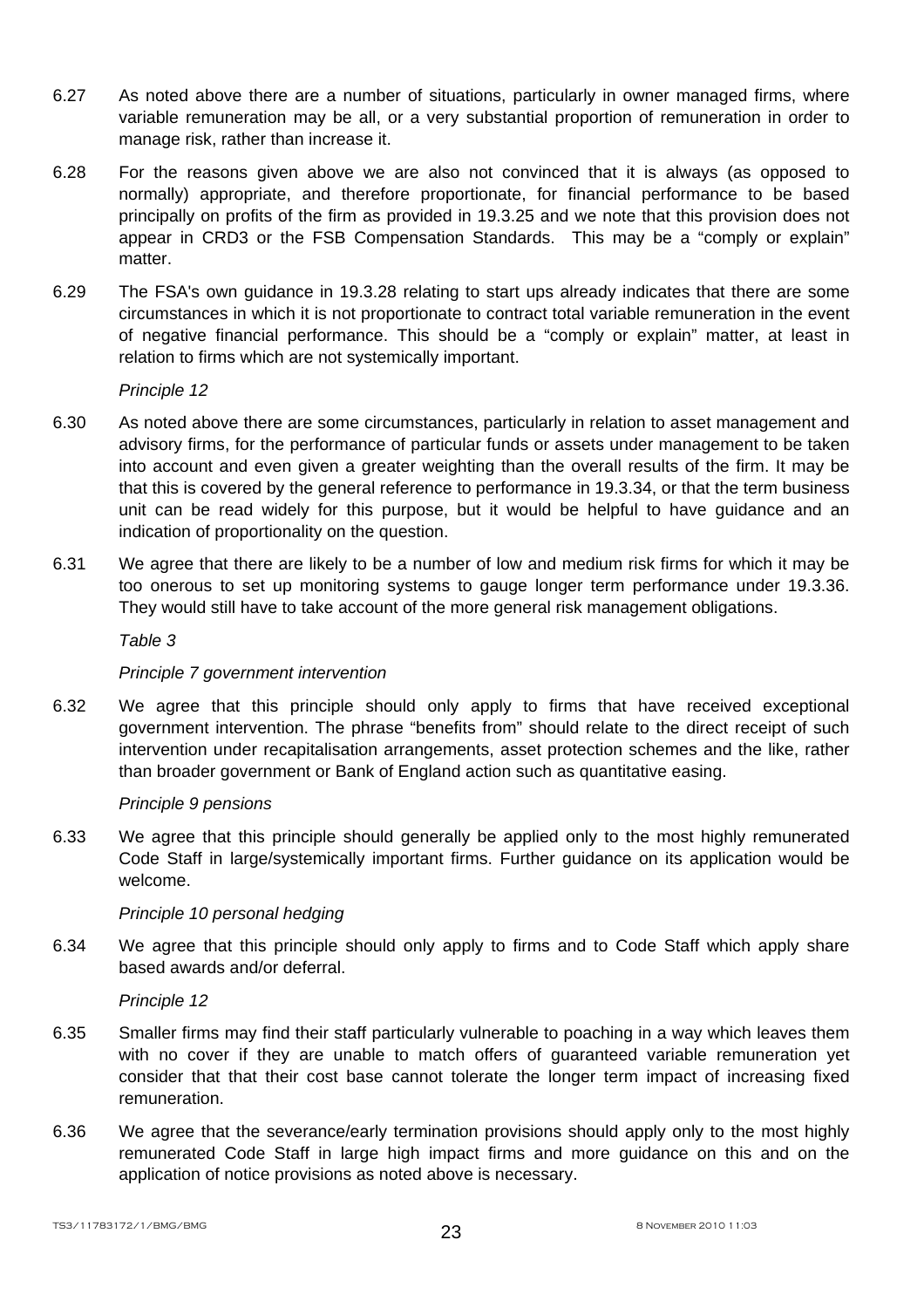6.27 As noted above there are a number of situations, particularly in owner managed firms, where variable remuneration may be all, or a very substantial proportion of remuneration in order to manage risk, rather than increase it.

6.28 For the reasons given above we are also not convinced that it is always (as opposed to normally) appropriate, and therefore proportionate, for financial performance to be based principally on profits of the firm as provided in 19.3.25 and we note that this provision does not appear in CRD3 or the FSB Compensation Standards. This may be a "comply or explain" matter.

6.29 The FSA's own guidance in 19.3.28 relating to start ups already indicates that there are some circumstances in which it is not proportionate to contract total variable remuneration in the event of negative financial performance. This should be a "comply or explain" matter, at least in relation to firms which are not systemically important.

*Principle 12*

6.30 As noted above there are some circumstances, particularly in relation to asset management and advisory firms, for the performance of particular funds or assets under management to be taken into account and even given a greater weighting than the overall results of the firm. It may be that this is covered by the general reference to performance in 19.3.34, or that the term business unit can be read widely for this purpose, but it would be helpful to have guidance and an indication of proportionality on the question.

6.31 We agree that there are likely to be a number of low and medium risk firms for which it may be too onerous to set up monitoring systems to gauge longer term performance under 19.3.36. They would still have to take account of the more general risk management obligations.

*Table 3*

*Principle 7 government intervention*

6.32 We agree that this principle should only apply to firms that have received exceptional government intervention. The phrase "benefits from" should relate to the direct receipt of such intervention under recapitalisation arrangements, asset protection schemes and the like, rather than broader government or Bank of England action such as quantitative easing.

*Principle 9 pensions*

6.33 We agree that this principle should generally be applied only to the most highly remunerated Code Staff in large/systemically important firms. Further guidance on its application would be welcome.

*Principle 10 personal hedging*

6.34 We agree that this principle should only apply to firms and to Code Staff which apply share based awards and/or deferral.

*Principle 12*

6.35 Smaller firms may find their staff particularly vulnerable to poaching in a way which leaves them with no cover if they are unable to match offers of guaranteed variable remuneration yet consider that that their cost base cannot tolerate the longer term impact of increasing fixed remuneration.

6.36 We agree that the severance/early termination provisions should apply only to the most highly remunerated Code Staff in large high impact firms and more guidance on this and on the application of notice provisions as noted above is necessary.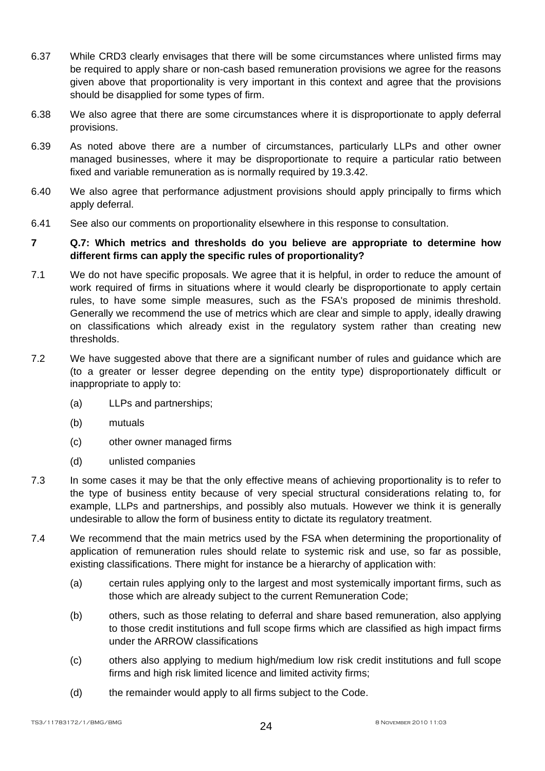6.37 While CRD3 clearly envisages that there will be some circumstances where unlisted firms may be required to apply share or non-cash based remuneration provisions we agree for the reasons given above that proportionality is very important in this context and agree that the provisions should be disapplied for some types of firm.

6.38 We also agree that there are some circumstances where it is disproportionate to apply deferral provisions.

6.39 As noted above there are a number of circumstances, particularly LLPs and other owner managed businesses, where it may be disproportionate to require a particular ratio between fixed and variable remuneration as is normally required by 19.3.42.

6.40 We also agree that performance adjustment provisions should apply principally to firms which apply deferral.

6.41 See also our comments on proportionality elsewhere in this response to consultation.

## 7 Q.7: Which metrics and thresholds do you believe are appropriate to determine how different firms can apply the specific rules of proportionality?

7.1 We do not have specific proposals. We agree that it is helpful, in order to reduce the amount of work required of firms in situations where it would clearly be disproportionate to apply certain rules, to have some simple measures, such as the FSA's proposed de minimis threshold. Generally we recommend the use of metrics which are clear and simple to apply, ideally drawing on classifications which already exist in the regulatory system rather than creating new thresholds.

7.2 We have suggested above that there are a significant number of rules and guidance which are (to a greater or lesser degree depending on the entity type) disproportionately difficult or inappropriate to apply to:

(a) LLPs and partnerships;

(b) mutuals

(c) other owner managed firms

(d) unlisted companies

7.3 In some cases it may be that the only effective means of achieving proportionality is to refer to the type of business entity because of very special structural considerations relating to, for example, LLPs and partnerships, and possibly also mutuals. However we think it is generally undesirable to allow the form of business entity to dictate its regulatory treatment.

7.4 We recommend that the main metrics used by the FSA when determining the proportionality of application of remuneration rules should relate to systemic risk and use, so far as possible, existing classifications. There might for instance be a hierarchy of application with:

(a) certain rules applying only to the largest and most systemically important firms, such as those which are already subject to the current Remuneration Code;

(b) others, such as those relating to deferral and share based remuneration, also applying to those credit institutions and full scope firms which are classified as high impact firms under the ARROW classifications

(c) others also applying to medium high/medium low risk credit institutions and full scope firms and high risk limited licence and limited activity firms;

(d) the remainder would apply to all firms subject to the Code.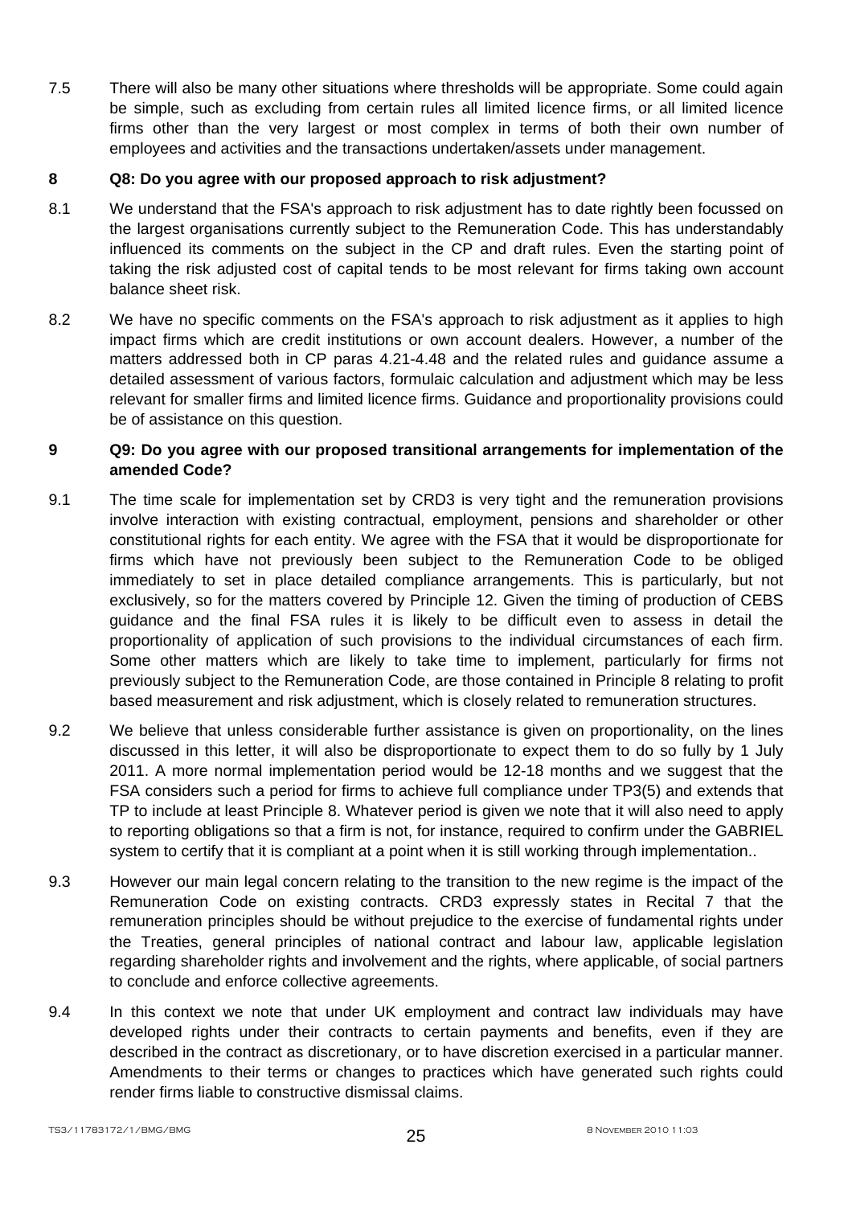7.5 There will also be many other situations where thresholds will be appropriate. Some could again be simple, such as excluding from certain rules all limited licence firms, or all limited licence firms other than the very largest or most complex in terms of both their own number of employees and activities and the transactions undertaken/assets under management.

## 8 Q8: Do you agree with our proposed approach to risk adjustment?

8.1 We understand that the FSA's approach to risk adjustment has to date rightly been focussed on the largest organisations currently subject to the Remuneration Code. This has understandably influenced its comments on the subject in the CP and draft rules. Even the starting point of taking the risk adjusted cost of capital tends to be most relevant for firms taking own account balance sheet risk.

8.2 We have no specific comments on the FSA's approach to risk adjustment as it applies to high impact firms which are credit institutions or own account dealers. However, a number of the matters addressed both in CP paras 4.21-4.48 and the related rules and guidance assume a detailed assessment of various factors, formulaic calculation and adjustment which may be less relevant for smaller firms and limited licence firms. Guidance and proportionality provisions could be of assistance on this question.

## 9 Q9: Do you agree with our proposed transitional arrangements for implementation of the amended Code?

9.1 The time scale for implementation set by CRD3 is very tight and the remuneration provisions involve interaction with existing contractual, employment, pensions and shareholder or other constitutional rights for each entity. We agree with the FSA that it would be disproportionate for firms which have not previously been subject to the Remuneration Code to be obliged immediately to set in place detailed compliance arrangements. This is particularly, but not exclusively, so for the matters covered by Principle 12. Given the timing of production of CEBS guidance and the final FSA rules it is likely to be difficult even to assess in detail the proportionality of application of such provisions to the individual circumstances of each firm. Some other matters which are likely to take time to implement, particularly for firms not previously subject to the Remuneration Code, are those contained in Principle 8 relating to profit based measurement and risk adjustment, which is closely related to remuneration structures.

9.2 We believe that unless considerable further assistance is given on proportionality, on the lines discussed in this letter, it will also be disproportionate to expect them to do so fully by 1 July 2011. A more normal implementation period would be 12-18 months and we suggest that the FSA considers such a period for firms to achieve full compliance under TP3(5) and extends that TP to include at least Principle 8. Whatever period is given we note that it will also need to apply to reporting obligations so that a firm is not, for instance, required to confirm under the GABRIEL system to certify that it is compliant at a point when it is still working through implementation..

9.3 However our main legal concern relating to the transition to the new regime is the impact of the Remuneration Code on existing contracts. CRD3 expressly states in Recital 7 that the remuneration principles should be without prejudice to the exercise of fundamental rights under the Treaties, general principles of national contract and labour law, applicable legislation regarding shareholder rights and involvement and the rights, where applicable, of social partners to conclude and enforce collective agreements.

9.4 In this context we note that under UK employment and contract law individuals may have developed rights under their contracts to certain payments and benefits, even if they are described in the contract as discretionary, or to have discretion exercised in a particular manner. Amendments to their terms or changes to practices which have generated such rights could render firms liable to constructive dismissal claims.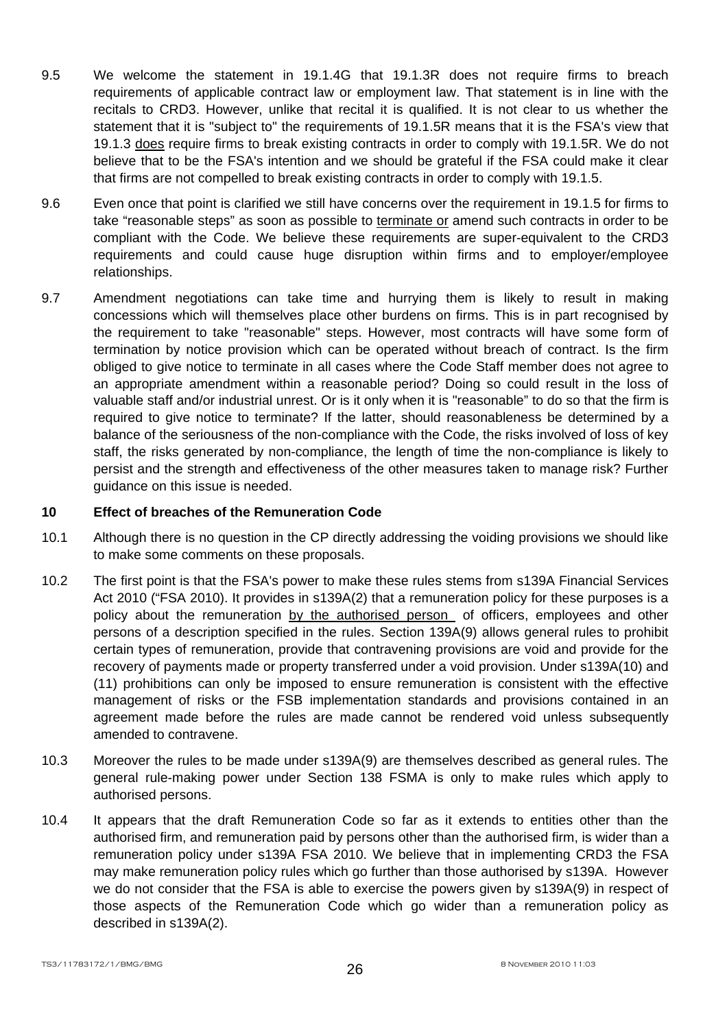9.5 We welcome the statement in 19.1.4G that 19.1.3R does not require firms to breach requirements of applicable contract law or employment law. That statement is in line with the recitals to CRD3. However, unlike that recital it is qualified. It is not clear to us whether the statement that it is "subject to" the requirements of 19.1.5R means that it is the FSA's view that 19.1.3 <u>does</u> require firms to break existing contracts in order to comply with 19.1.5R. We do not believe that to be the FSA's intention and we should be grateful if the FSA could make it clear that firms are not compelled to break existing contracts in order to comply with 19.1.5.

9.6 Even once that point is clarified we still have concerns over the requirement in 19.1.5 for firms to take "reasonable steps" as soon as possible to <u>terminate or</u> amend such contracts in order to be compliant with the Code. We believe these requirements are super-equivalent to the CRD3 requirements and could cause huge disruption within firms and to employer/employee relationships.

9.7 Amendment negotiations can take time and hurrying them is likely to result in making concessions which will themselves place other burdens on firms. This is in part recognised by the requirement to take "reasonable" steps. However, most contracts will have some form of termination by notice provision which can be operated without breach of contract. Is the firm obliged to give notice to terminate in all cases where the Code Staff member does not agree to an appropriate amendment within a reasonable period? Doing so could result in the loss of valuable staff and/or industrial unrest. Or is it only when it is "reasonable" to do so that the firm is required to give notice to terminate? If the latter, should reasonableness be determined by a balance of the seriousness of the non-compliance with the Code, the risks involved of loss of key staff, the risks generated by non-compliance, the length of time the non-compliance is likely to persist and the strength and effectiveness of the other measures taken to manage risk? Further guidance on this issue is needed.

## 10 Effect of breaches of the Remuneration Code

10.1 Although there is no question in the CP directly addressing the voiding provisions we should like to make some comments on these proposals.

10.2 The first point is that the FSA's power to make these rules stems from s139A Financial Services Act 2010 ("FSA 2010). It provides in s139A(2) that a remuneration policy for these purposes is a policy about the remuneration <u>by the authorised person</u> of officers, employees and other persons of a description specified in the rules. Section 139A(9) allows general rules to prohibit certain types of remuneration, provide that contravening provisions are void and provide for the recovery of payments made or property transferred under a void provision. Under s139A(10) and (11) prohibitions can only be imposed to ensure remuneration is consistent with the effective management of risks or the FSB implementation standards and provisions contained in an agreement made before the rules are made cannot be rendered void unless subsequently amended to contravene.

10.3 Moreover the rules to be made under s139A(9) are themselves described as general rules. The general rule-making power under Section 138 FSMA is only to make rules which apply to authorised persons.

10.4 It appears that the draft Remuneration Code so far as it extends to entities other than the authorised firm, and remuneration paid by persons other than the authorised firm, is wider than a remuneration policy under s139A FSA 2010. We believe that in implementing CRD3 the FSA may make remuneration policy rules which go further than those authorised by s139A. However we do not consider that the FSA is able to exercise the powers given by s139A(9) in respect of those aspects of the Remuneration Code which go wider than a remuneration policy as described in s139A(2).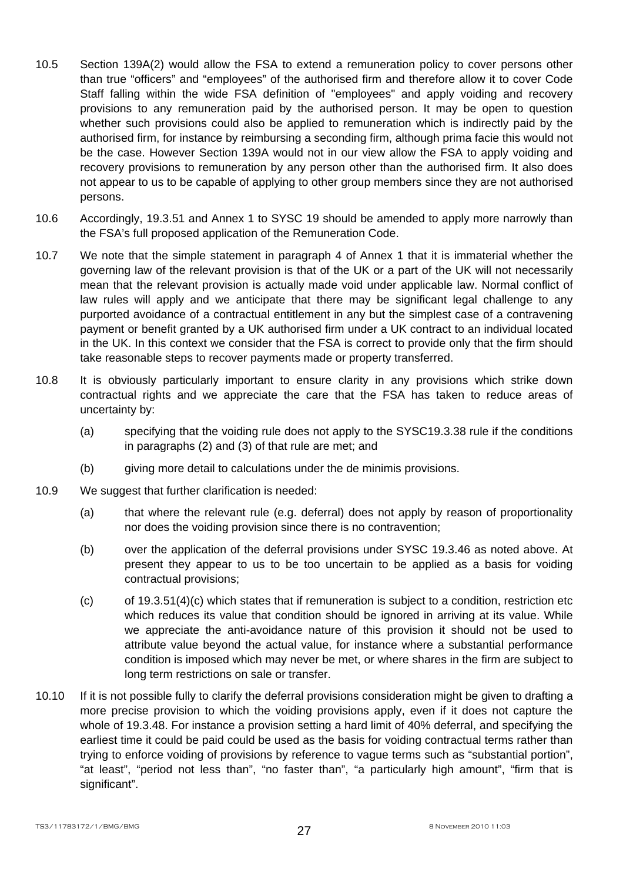10.5 Section 139A(2) would allow the FSA to extend a remuneration policy to cover persons other than true "officers" and "employees" of the authorised firm and therefore allow it to cover Code Staff falling within the wide FSA definition of "employees" and apply voiding and recovery provisions to any remuneration paid by the authorised person. It may be open to question whether such provisions could also be applied to remuneration which is indirectly paid by the authorised firm, for instance by reimbursing a seconding firm, although prima facie this would not be the case. However Section 139A would not in our view allow the FSA to apply voiding and recovery provisions to remuneration by any person other than the authorised firm. It also does not appear to us to be capable of applying to other group members since they are not authorised persons.

10.6 Accordingly, 19.3.51 and Annex 1 to SYSC 19 should be amended to apply more narrowly than the FSA's full proposed application of the Remuneration Code.

10.7 We note that the simple statement in paragraph 4 of Annex 1 that it is immaterial whether the governing law of the relevant provision is that of the UK or a part of the UK will not necessarily mean that the relevant provision is actually made void under applicable law. Normal conflict of law rules will apply and we anticipate that there may be significant legal challenge to any purported avoidance of a contractual entitlement in any but the simplest case of a contravening payment or benefit granted by a UK authorised firm under a UK contract to an individual located in the UK. In this context we consider that the FSA is correct to provide only that the firm should take reasonable steps to recover payments made or property transferred.

10.8 It is obviously particularly important to ensure clarity in any provisions which strike down contractual rights and we appreciate the care that the FSA has taken to reduce areas of uncertainty by:

(a) specifying that the voiding rule does not apply to the SYSC19.3.38 rule if the conditions in paragraphs (2) and (3) of that rule are met; and

(b) giving more detail to calculations under the de minimis provisions.

10.9 We suggest that further clarification is needed:

(a) that where the relevant rule (e.g. deferral) does not apply by reason of proportionality nor does the voiding provision since there is no contravention;

(b) over the application of the deferral provisions under SYSC 19.3.46 as noted above. At present they appear to us to be too uncertain to be applied as a basis for voiding contractual provisions;

(c) of 19.3.51(4)(c) which states that if remuneration is subject to a condition, restriction etc which reduces its value that condition should be ignored in arriving at its value. While we appreciate the anti-avoidance nature of this provision it should not be used to attribute value beyond the actual value, for instance where a substantial performance condition is imposed which may never be met, or where shares in the firm are subject to long term restrictions on sale or transfer.

10.10 If it is not possible fully to clarify the deferral provisions consideration might be given to drafting a more precise provision to which the voiding provisions apply, even if it does not capture the whole of 19.3.48. For instance a provision setting a hard limit of 40% deferral, and specifying the earliest time it could be paid could be used as the basis for voiding contractual terms rather than trying to enforce voiding of provisions by reference to vague terms such as "substantial portion", "at least", "period not less than", "no faster than", "a particularly high amount", "firm that is significant".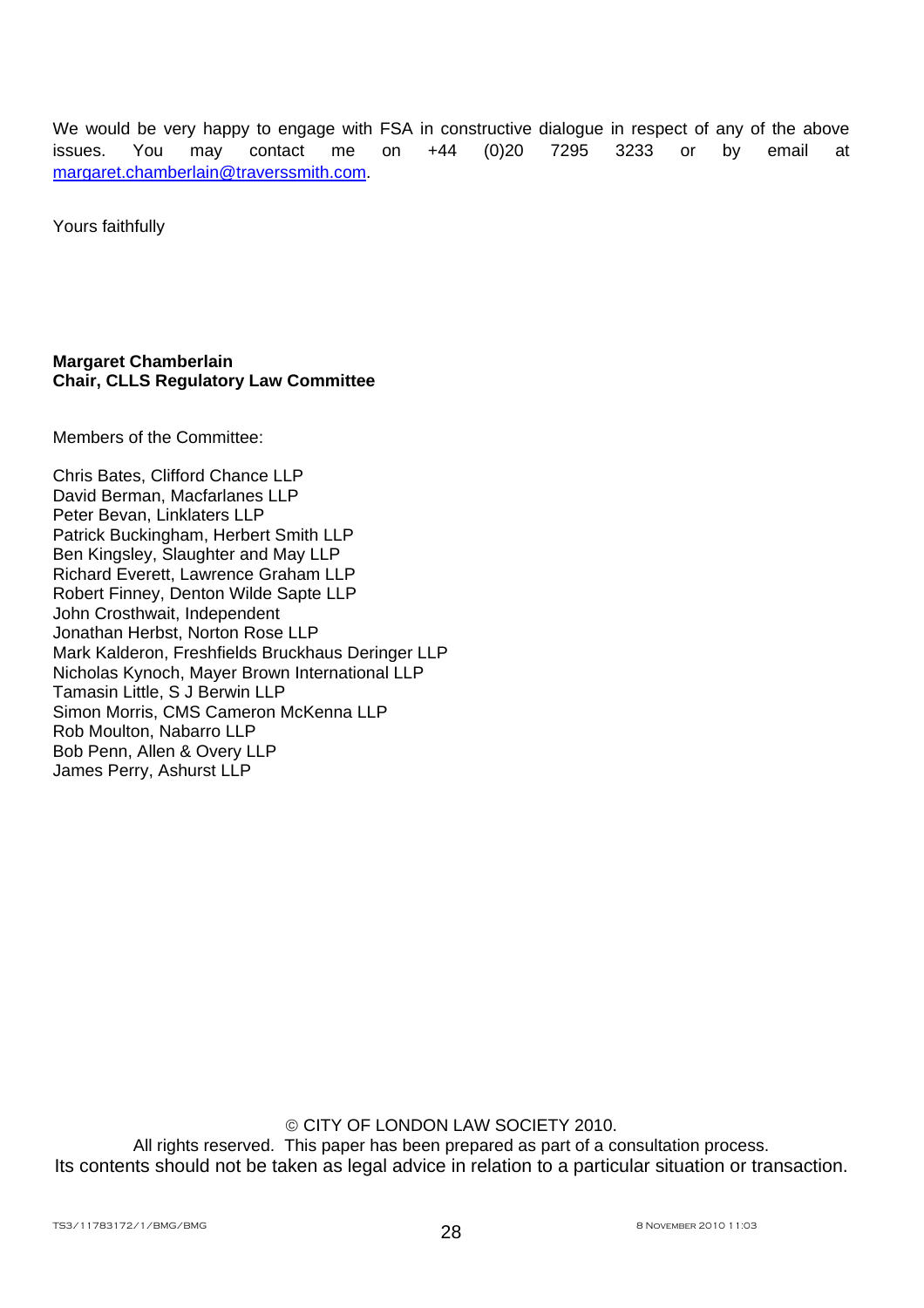We would be very happy to engage with FSA in constructive dialogue in respect of any of the above issues. You may contact me on +44 (0)20 7295 3233 or by email at margaret.chamberlain@traverssmith.com.

Yours faithfully

**Margaret Chamberlain**
**Chair, CLLS Regulatory Law Committee**

Members of the Committee:

Chris Bates, Clifford Chance LLP
David Berman, Macfarlanes LLP
Peter Bevan, Linklaters LLP
Patrick Buckingham, Herbert Smith LLP
Ben Kingsley, Slaughter and May LLP
Richard Everett, Lawrence Graham LLP
Robert Finney, Denton Wilde Sapte LLP
John Crosthwait, Independent
Jonathan Herbst, Norton Rose LLP
Mark Kalderon, Freshfields Bruckhaus Deringer LLP
Nicholas Kynoch, Mayer Brown International LLP
Tamasin Little, S J Berwin LLP
Simon Morris, CMS Cameron McKenna LLP
Rob Moulton, Nabarro LLP
Bob Penn, Allen & Overy LLP
James Perry, Ashurst LLP

© CITY OF LONDON LAW SOCIETY 2010.
All rights reserved. This paper has been prepared as part of a consultation process.
Its contents should not be taken as legal advice in relation to a particular situation or transaction.

TS3/11783172/1/BMG/BMG 8 November 2010 11:03